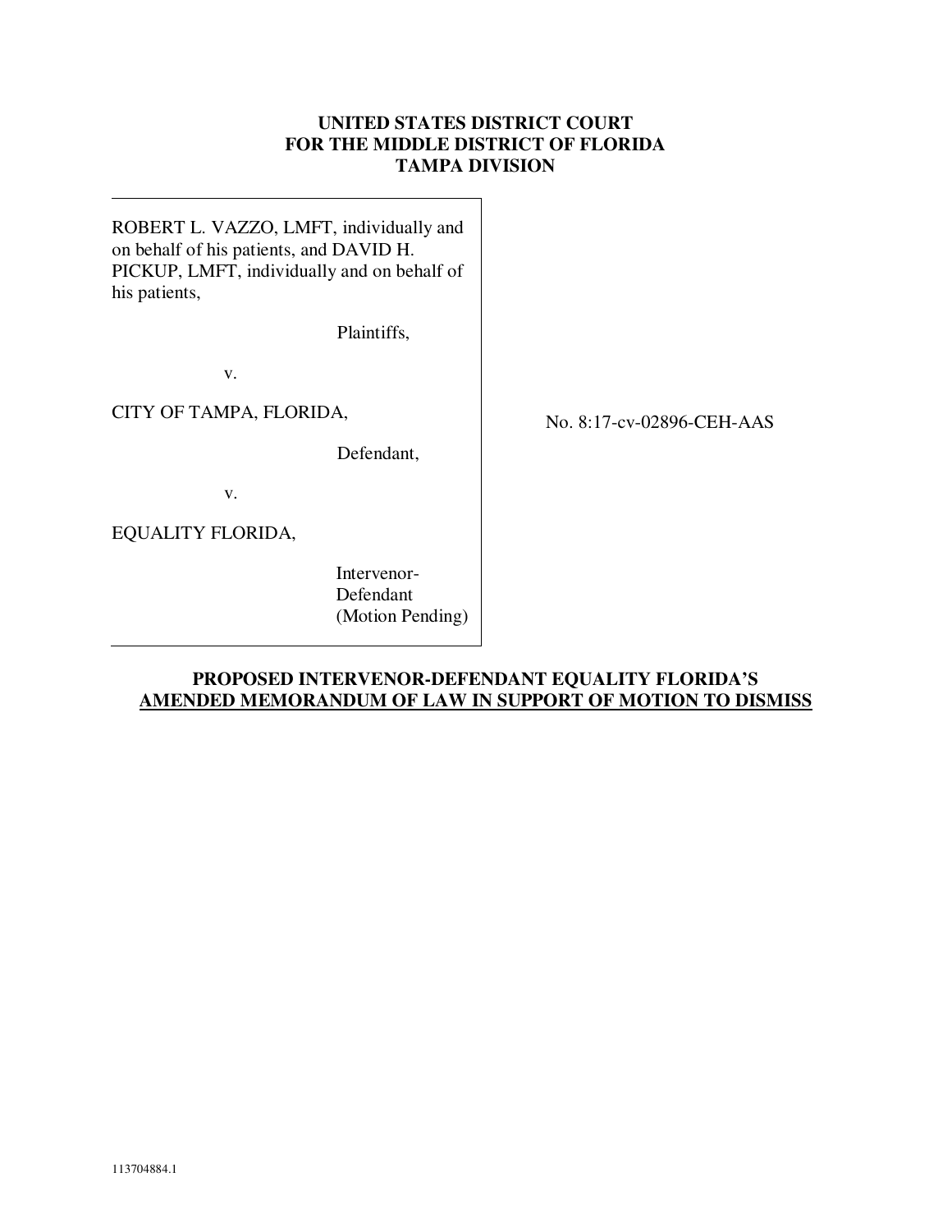**UNITED STATES DISTRICT COURT**
**FOR THE MIDDLE DISTRICT OF FLORIDA**
**TAMPA DIVISION**

| | |
|---|---|
| ROBERT L. VAZZO, LMFT, individually and on behalf of his patients, and DAVID H. PICKUP, LMFT, individually and on behalf of his patients,<br><br>Plaintiffs,<br><br>v.<br><br>CITY OF TAMPA, FLORIDA,<br><br>Defendant,<br><br>v.<br><br>EQUALITY FLORIDA,<br><br>Intervenor-Defendant (Motion Pending) | No. 8:17-cv-02896-CEH-AAS |

**PROPOSED INTERVENOR-DEFENDANT EQUALITY FLORIDA'S**
**AMENDED MEMORANDUM OF LAW IN SUPPORT OF MOTION TO DISMISS**

113704884.1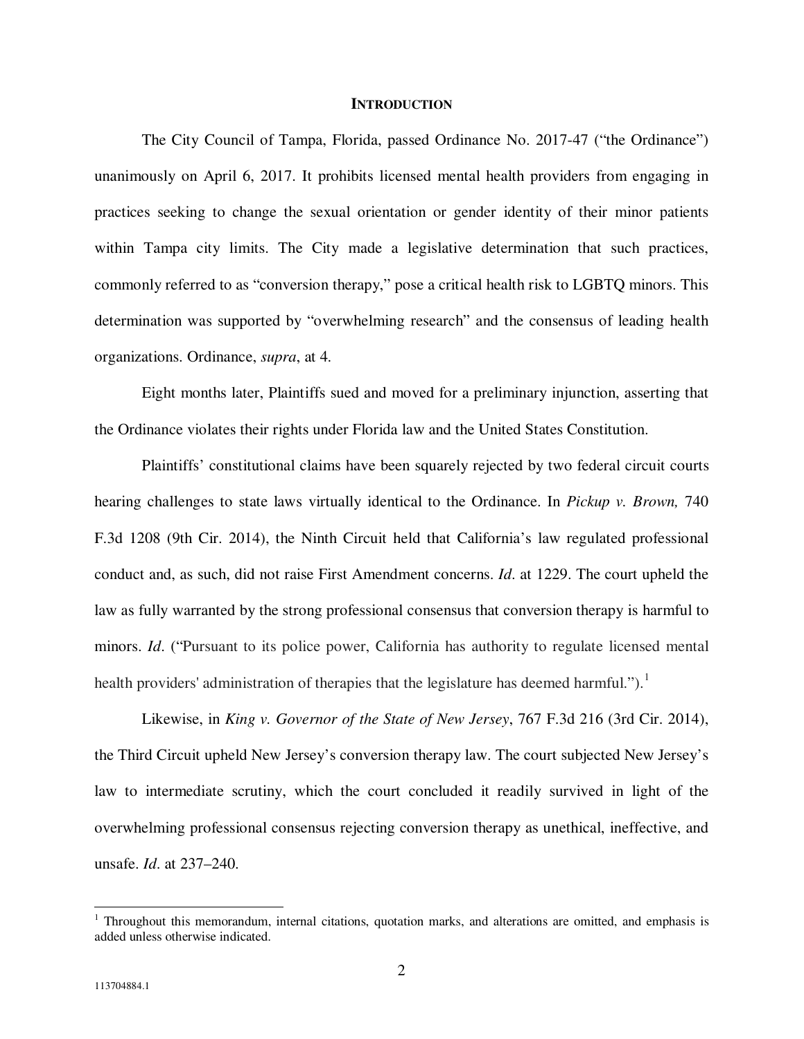## INTRODUCTION

The City Council of Tampa, Florida, passed Ordinance No. 2017-47 ("the Ordinance") unanimously on April 6, 2017. It prohibits licensed mental health providers from engaging in practices seeking to change the sexual orientation or gender identity of their minor patients within Tampa city limits. The City made a legislative determination that such practices, commonly referred to as "conversion therapy," pose a critical health risk to LGBTQ minors. This determination was supported by "overwhelming research" and the consensus of leading health organizations. Ordinance, *supra*, at 4.

Eight months later, Plaintiffs sued and moved for a preliminary injunction, asserting that the Ordinance violates their rights under Florida law and the United States Constitution.

Plaintiffs' constitutional claims have been squarely rejected by two federal circuit courts hearing challenges to state laws virtually identical to the Ordinance. In *Pickup v. Brown,* 740 F.3d 1208 (9th Cir. 2014), the Ninth Circuit held that California's law regulated professional conduct and, as such, did not raise First Amendment concerns. *Id*. at 1229. The court upheld the law as fully warranted by the strong professional consensus that conversion therapy is harmful to minors. *Id*. ("Pursuant to its police power, California has authority to regulate licensed mental health providers' administration of therapies that the legislature has deemed harmful.").[1]

Likewise, in *King v. Governor of the State of New Jersey*, 767 F.3d 216 (3rd Cir. 2014), the Third Circuit upheld New Jersey's conversion therapy law. The court subjected New Jersey's law to intermediate scrutiny, which the court concluded it readily survived in light of the overwhelming professional consensus rejecting conversion therapy as unethical, ineffective, and unsafe. *Id*. at 237–240.

---

[1] Throughout this memorandum, internal citations, quotation marks, and alterations are omitted, and emphasis is added unless otherwise indicated.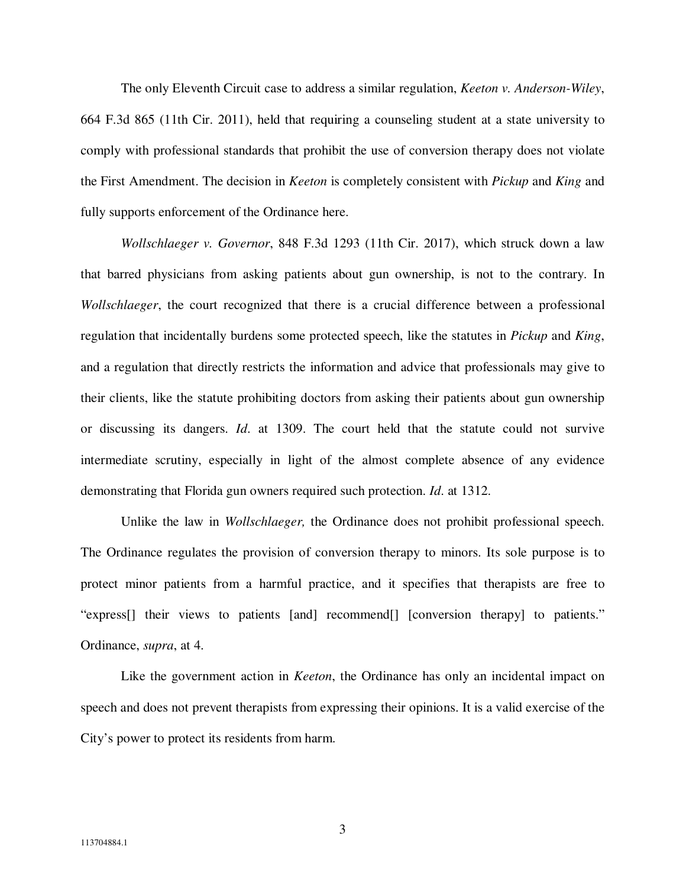The only Eleventh Circuit case to address a similar regulation, *Keeton v. Anderson-Wiley*, 664 F.3d 865 (11th Cir. 2011), held that requiring a counseling student at a state university to comply with professional standards that prohibit the use of conversion therapy does not violate the First Amendment. The decision in *Keeton* is completely consistent with *Pickup* and *King* and fully supports enforcement of the Ordinance here.

*Wollschlaeger v. Governor*, 848 F.3d 1293 (11th Cir. 2017), which struck down a law that barred physicians from asking patients about gun ownership, is not to the contrary. In *Wollschlaeger*, the court recognized that there is a crucial difference between a professional regulation that incidentally burdens some protected speech, like the statutes in *Pickup* and *King*, and a regulation that directly restricts the information and advice that professionals may give to their clients, like the statute prohibiting doctors from asking their patients about gun ownership or discussing its dangers. *Id*. at 1309. The court held that the statute could not survive intermediate scrutiny, especially in light of the almost complete absence of any evidence demonstrating that Florida gun owners required such protection. *Id*. at 1312.

Unlike the law in *Wollschlaeger,* the Ordinance does not prohibit professional speech. The Ordinance regulates the provision of conversion therapy to minors. Its sole purpose is to protect minor patients from a harmful practice, and it specifies that therapists are free to "express[] their views to patients [and] recommend[] [conversion therapy] to patients." Ordinance, *supra*, at 4.

Like the government action in *Keeton*, the Ordinance has only an incidental impact on speech and does not prevent therapists from expressing their opinions. It is a valid exercise of the City's power to protect its residents from harm.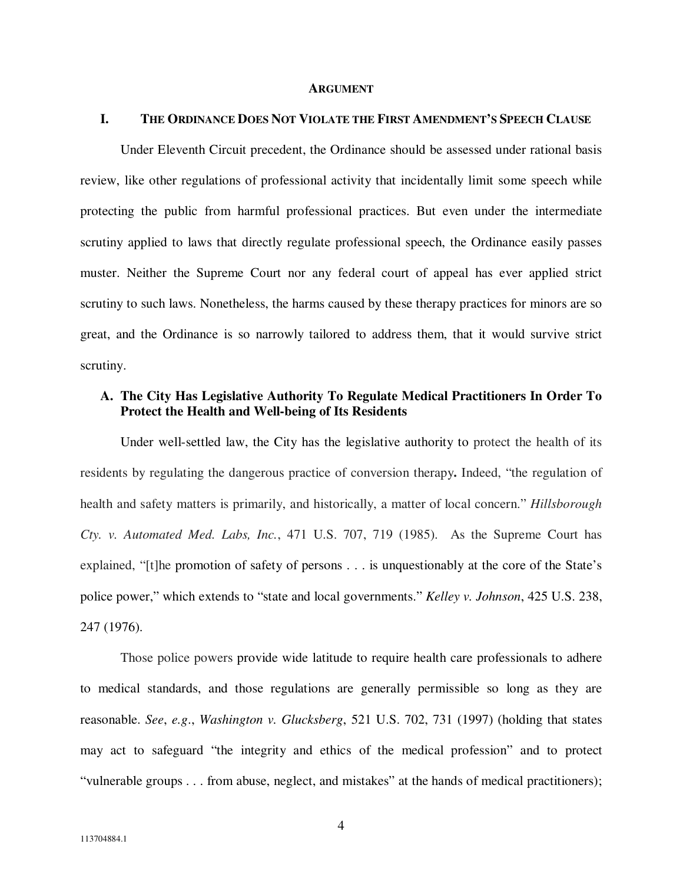## ARGUMENT

### I. THE ORDINANCE DOES NOT VIOLATE THE FIRST AMENDMENT'S SPEECH CLAUSE

Under Eleventh Circuit precedent, the Ordinance should be assessed under rational basis review, like other regulations of professional activity that incidentally limit some speech while protecting the public from harmful professional practices. But even under the intermediate scrutiny applied to laws that directly regulate professional speech, the Ordinance easily passes muster. Neither the Supreme Court nor any federal court of appeal has ever applied strict scrutiny to such laws. Nonetheless, the harms caused by these therapy practices for minors are so great, and the Ordinance is so narrowly tailored to address them, that it would survive strict scrutiny.

#### A. The City Has Legislative Authority To Regulate Medical Practitioners In Order To Protect the Health and Well-being of Its Residents

Under well-settled law, the City has the legislative authority to protect the health of its residents by regulating the dangerous practice of conversion therapy**.** Indeed, "the regulation of health and safety matters is primarily, and historically, a matter of local concern." *Hillsborough Cty. v. Automated Med. Labs, Inc.*, 471 U.S. 707, 719 (1985). As the Supreme Court has explained, "[t]he promotion of safety of persons . . . is unquestionably at the core of the State's police power," which extends to "state and local governments." *Kelley v. Johnson*, 425 U.S. 238, 247 (1976).

Those police powers provide wide latitude to require health care professionals to adhere to medical standards, and those regulations are generally permissible so long as they are reasonable. *See*, *e.g*., *Washington v. Glucksberg*, 521 U.S. 702, 731 (1997) (holding that states may act to safeguard "the integrity and ethics of the medical profession" and to protect "vulnerable groups . . . from abuse, neglect, and mistakes" at the hands of medical practitioners);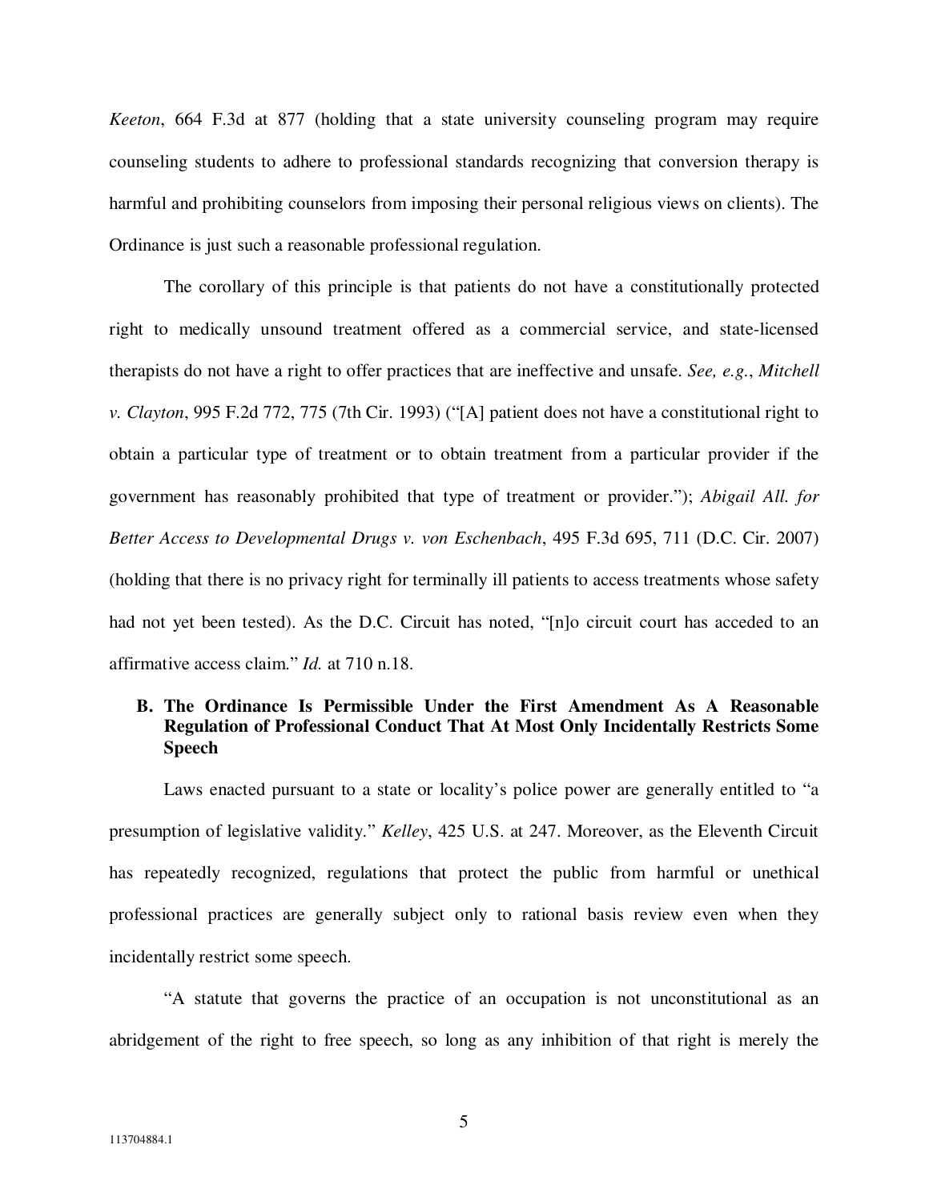*Keeton*, 664 F.3d at 877 (holding that a state university counseling program may require counseling students to adhere to professional standards recognizing that conversion therapy is harmful and prohibiting counselors from imposing their personal religious views on clients). The Ordinance is just such a reasonable professional regulation.

The corollary of this principle is that patients do not have a constitutionally protected right to medically unsound treatment offered as a commercial service, and state-licensed therapists do not have a right to offer practices that are ineffective and unsafe. *See, e.g.*, *Mitchell v. Clayton*, 995 F.2d 772, 775 (7th Cir. 1993) ("[A] patient does not have a constitutional right to obtain a particular type of treatment or to obtain treatment from a particular provider if the government has reasonably prohibited that type of treatment or provider."); *Abigail All. for Better Access to Developmental Drugs v. von Eschenbach*, 495 F.3d 695, 711 (D.C. Cir. 2007) (holding that there is no privacy right for terminally ill patients to access treatments whose safety had not yet been tested). As the D.C. Circuit has noted, "[n]o circuit court has acceded to an affirmative access claim." *Id.* at 710 n.18.

### B. The Ordinance Is Permissible Under the First Amendment As A Reasonable Regulation of Professional Conduct That At Most Only Incidentally Restricts Some Speech

Laws enacted pursuant to a state or locality's police power are generally entitled to "a presumption of legislative validity." *Kelley*, 425 U.S. at 247. Moreover, as the Eleventh Circuit has repeatedly recognized, regulations that protect the public from harmful or unethical professional practices are generally subject only to rational basis review even when they incidentally restrict some speech.

"A statute that governs the practice of an occupation is not unconstitutional as an abridgement of the right to free speech, so long as any inhibition of that right is merely the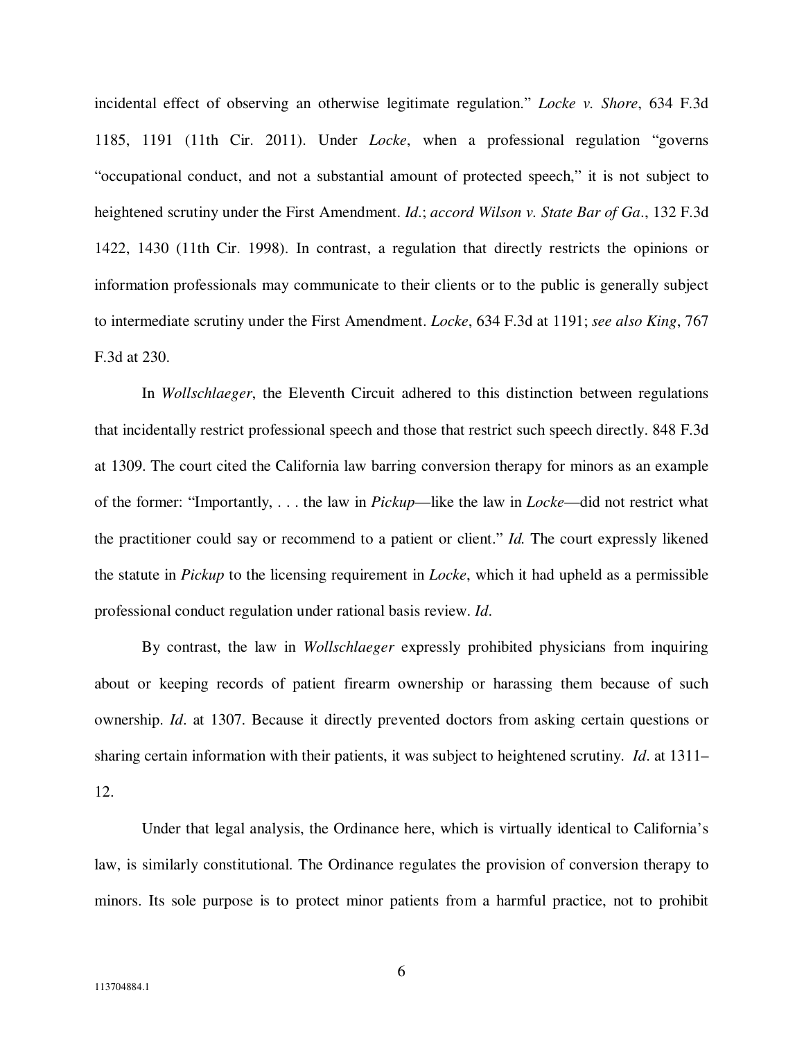incidental effect of observing an otherwise legitimate regulation." *Locke v. Shore*, 634 F.3d 1185, 1191 (11th Cir. 2011). Under *Locke*, when a professional regulation "governs "occupational conduct, and not a substantial amount of protected speech," it is not subject to heightened scrutiny under the First Amendment. *Id.*; *accord Wilson v. State Bar of Ga.*, 132 F.3d 1422, 1430 (11th Cir. 1998). In contrast, a regulation that directly restricts the opinions or information professionals may communicate to their clients or to the public is generally subject to intermediate scrutiny under the First Amendment. *Locke*, 634 F.3d at 1191; *see also King*, 767 F.3d at 230.

In *Wollschlaeger*, the Eleventh Circuit adhered to this distinction between regulations that incidentally restrict professional speech and those that restrict such speech directly. 848 F.3d at 1309. The court cited the California law barring conversion therapy for minors as an example of the former: "Importantly, . . . the law in *Pickup*—like the law in *Locke*—did not restrict what the practitioner could say or recommend to a patient or client." *Id.* The court expressly likened the statute in *Pickup* to the licensing requirement in *Locke*, which it had upheld as a permissible professional conduct regulation under rational basis review. *Id*.

By contrast, the law in *Wollschlaeger* expressly prohibited physicians from inquiring about or keeping records of patient firearm ownership or harassing them because of such ownership. *Id*. at 1307. Because it directly prevented doctors from asking certain questions or sharing certain information with their patients, it was subject to heightened scrutiny. *Id*. at 1311–12.

Under that legal analysis, the Ordinance here, which is virtually identical to California's law, is similarly constitutional. The Ordinance regulates the provision of conversion therapy to minors. Its sole purpose is to protect minor patients from a harmful practice, not to prohibit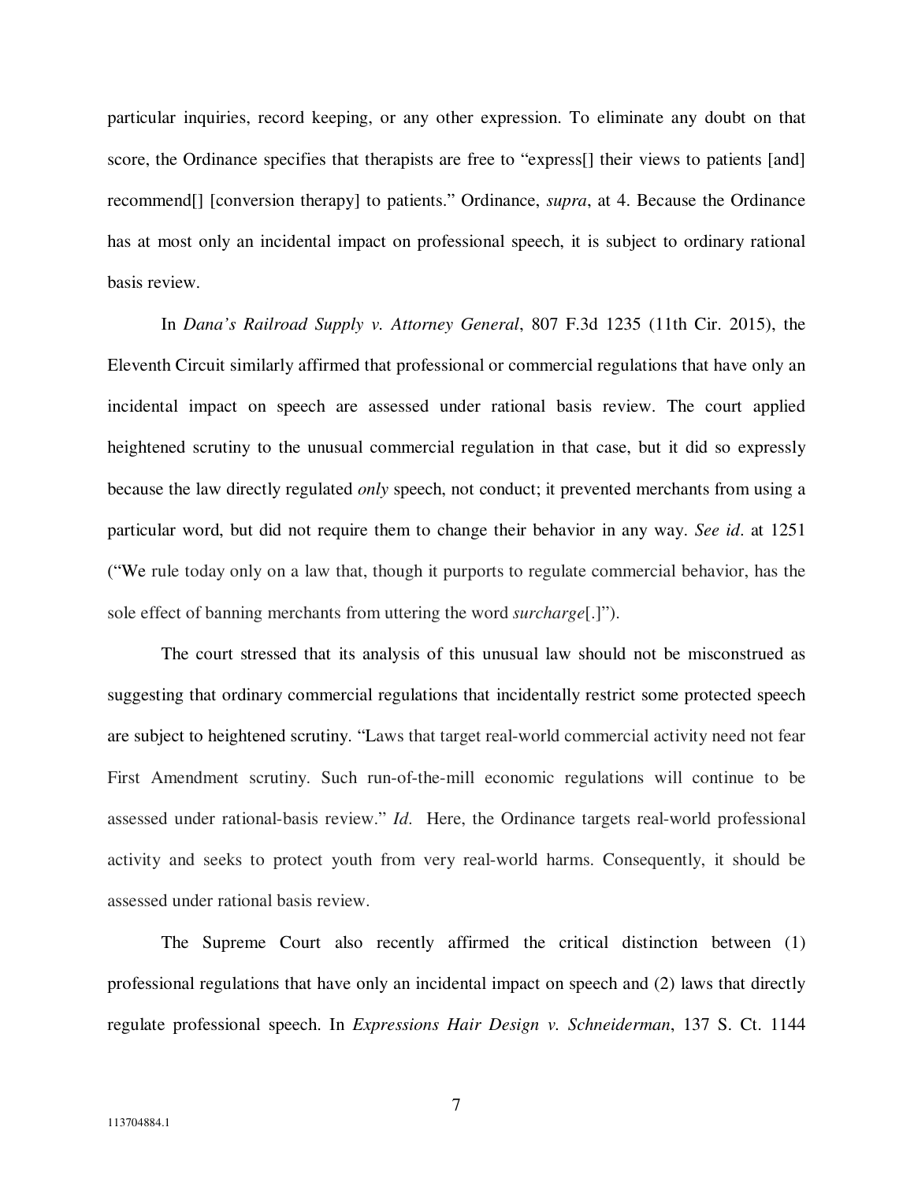particular inquiries, record keeping, or any other expression. To eliminate any doubt on that score, the Ordinance specifies that therapists are free to "express[] their views to patients [and] recommend[] [conversion therapy] to patients." Ordinance, *supra*, at 4. Because the Ordinance has at most only an incidental impact on professional speech, it is subject to ordinary rational basis review.

In *Dana's Railroad Supply v. Attorney General*, 807 F.3d 1235 (11th Cir. 2015), the Eleventh Circuit similarly affirmed that professional or commercial regulations that have only an incidental impact on speech are assessed under rational basis review. The court applied heightened scrutiny to the unusual commercial regulation in that case, but it did so expressly because the law directly regulated *only* speech, not conduct; it prevented merchants from using a particular word, but did not require them to change their behavior in any way. *See id*. at 1251 ("We rule today only on a law that, though it purports to regulate commercial behavior, has the sole effect of banning merchants from uttering the word *surcharge*[.]").

The court stressed that its analysis of this unusual law should not be misconstrued as suggesting that ordinary commercial regulations that incidentally restrict some protected speech are subject to heightened scrutiny. "Laws that target real-world commercial activity need not fear First Amendment scrutiny. Such run-of-the-mill economic regulations will continue to be assessed under rational-basis review." *Id*. Here, the Ordinance targets real-world professional activity and seeks to protect youth from very real-world harms. Consequently, it should be assessed under rational basis review.

The Supreme Court also recently affirmed the critical distinction between (1) professional regulations that have only an incidental impact on speech and (2) laws that directly regulate professional speech. In *Expressions Hair Design v. Schneiderman*, 137 S. Ct. 1144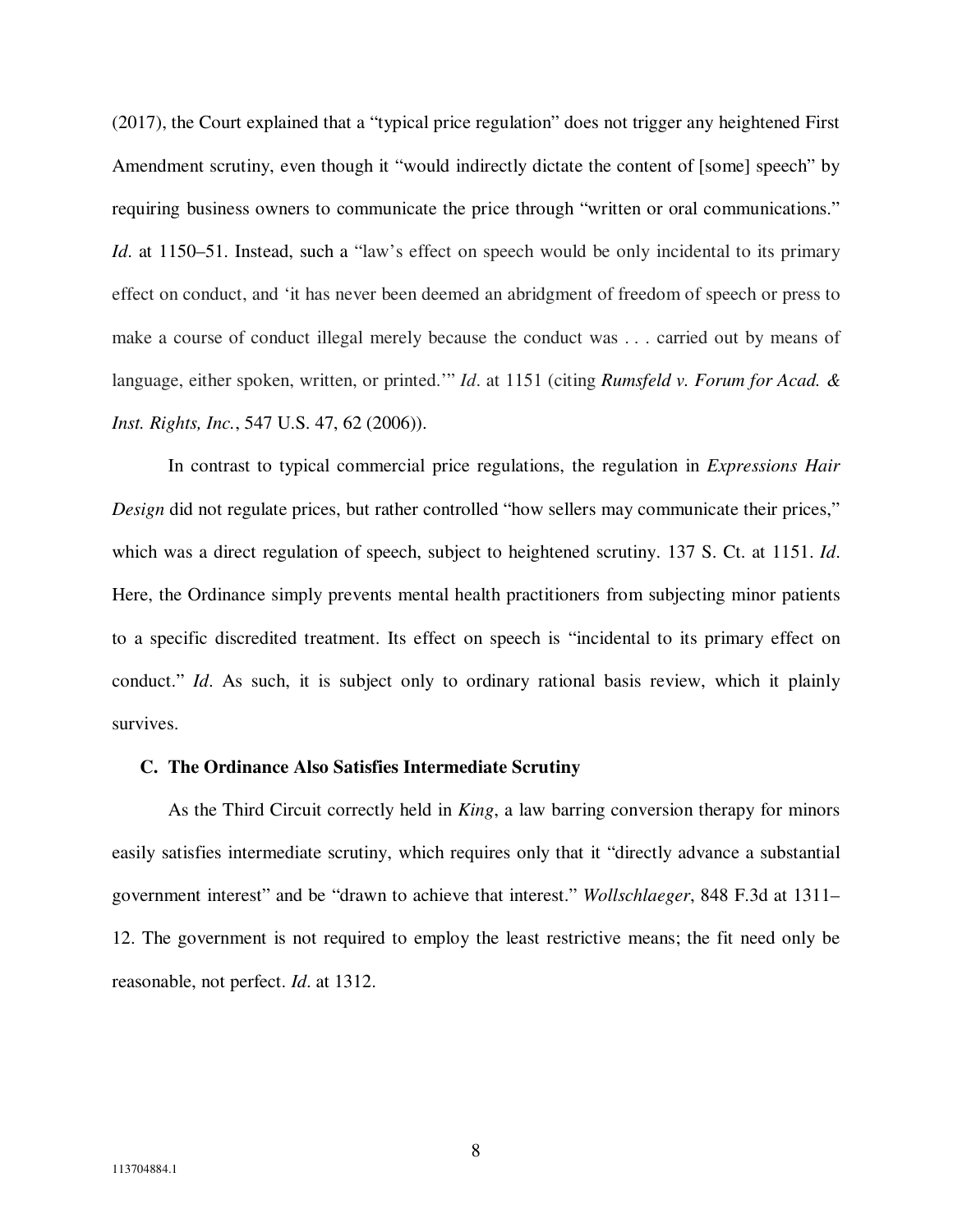(2017), the Court explained that a "typical price regulation" does not trigger any heightened First Amendment scrutiny, even though it "would indirectly dictate the content of [some] speech" by requiring business owners to communicate the price through "written or oral communications." *Id*. at 1150–51. Instead, such a "law's effect on speech would be only incidental to its primary effect on conduct, and 'it has never been deemed an abridgment of freedom of speech or press to make a course of conduct illegal merely because the conduct was . . . carried out by means of language, either spoken, written, or printed.'" *Id*. at 1151 (citing ***Rumsfeld v. Forum for Acad. & Inst. Rights, Inc.***, 547 U.S. 47, 62 (2006)).

In contrast to typical commercial price regulations, the regulation in *Expressions Hair Design* did not regulate prices, but rather controlled "how sellers may communicate their prices," which was a direct regulation of speech, subject to heightened scrutiny. 137 S. Ct. at 1151. *Id*. Here, the Ordinance simply prevents mental health practitioners from subjecting minor patients to a specific discredited treatment. Its effect on speech is "incidental to its primary effect on conduct." *Id*. As such, it is subject only to ordinary rational basis review, which it plainly survives.

### C. The Ordinance Also Satisfies Intermediate Scrutiny

As the Third Circuit correctly held in *King*, a law barring conversion therapy for minors easily satisfies intermediate scrutiny, which requires only that it "directly advance a substantial government interest" and be "drawn to achieve that interest." *Wollschlaeger*, 848 F.3d at 1311–12. The government is not required to employ the least restrictive means; the fit need only be reasonable, not perfect. *Id*. at 1312.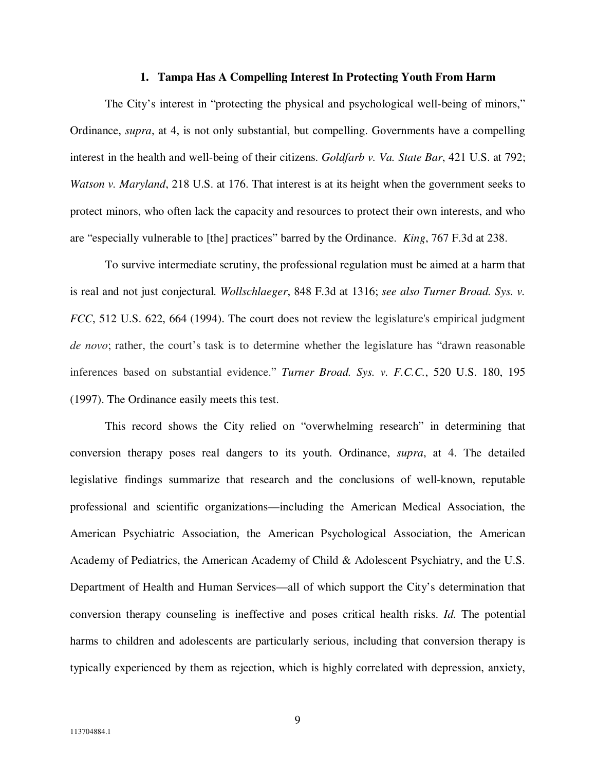### 1. Tampa Has A Compelling Interest In Protecting Youth From Harm

The City's interest in "protecting the physical and psychological well-being of minors," Ordinance, *supra*, at 4, is not only substantial, but compelling. Governments have a compelling interest in the health and well-being of their citizens. *Goldfarb v. Va. State Bar*, 421 U.S. at 792; *Watson v. Maryland*, 218 U.S. at 176. That interest is at its height when the government seeks to protect minors, who often lack the capacity and resources to protect their own interests, and who are "especially vulnerable to [the] practices" barred by the Ordinance. *King*, 767 F.3d at 238.

To survive intermediate scrutiny, the professional regulation must be aimed at a harm that is real and not just conjectural. *Wollschlaeger*, 848 F.3d at 1316; *see also Turner Broad. Sys. v. FCC*, 512 U.S. 622, 664 (1994). The court does not review the legislature's empirical judgment *de novo*; rather, the court's task is to determine whether the legislature has "drawn reasonable inferences based on substantial evidence." *Turner Broad. Sys. v. F.C.C.*, 520 U.S. 180, 195 (1997). The Ordinance easily meets this test.

This record shows the City relied on "overwhelming research" in determining that conversion therapy poses real dangers to its youth. Ordinance, *supra*, at 4. The detailed legislative findings summarize that research and the conclusions of well-known, reputable professional and scientific organizations—including the American Medical Association, the American Psychiatric Association, the American Psychological Association, the American Academy of Pediatrics, the American Academy of Child & Adolescent Psychiatry, and the U.S. Department of Health and Human Services—all of which support the City's determination that conversion therapy counseling is ineffective and poses critical health risks. *Id.* The potential harms to children and adolescents are particularly serious, including that conversion therapy is typically experienced by them as rejection, which is highly correlated with depression, anxiety,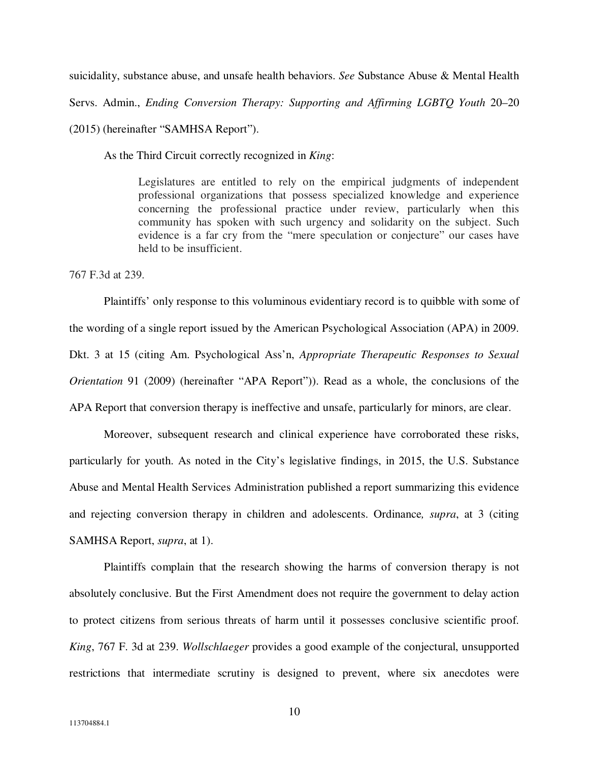suicidality, substance abuse, and unsafe health behaviors. *See* Substance Abuse & Mental Health Servs. Admin., *Ending Conversion Therapy: Supporting and Affirming LGBTQ Youth* 20–20 (2015) (hereinafter "SAMHSA Report").

As the Third Circuit correctly recognized in *King*:

> Legislatures are entitled to rely on the empirical judgments of independent professional organizations that possess specialized knowledge and experience concerning the professional practice under review, particularly when this community has spoken with such urgency and solidarity on the subject. Such evidence is a far cry from the "mere speculation or conjecture" our cases have held to be insufficient.

767 F.3d at 239.

Plaintiffs' only response to this voluminous evidentiary record is to quibble with some of the wording of a single report issued by the American Psychological Association (APA) in 2009. Dkt. 3 at 15 (citing Am. Psychological Ass'n, *Appropriate Therapeutic Responses to Sexual Orientation* 91 (2009) (hereinafter "APA Report")). Read as a whole, the conclusions of the APA Report that conversion therapy is ineffective and unsafe, particularly for minors, are clear.

Moreover, subsequent research and clinical experience have corroborated these risks, particularly for youth. As noted in the City's legislative findings, in 2015, the U.S. Substance Abuse and Mental Health Services Administration published a report summarizing this evidence and rejecting conversion therapy in children and adolescents. Ordinance*, supra*, at 3 (citing SAMHSA Report, *supra*, at 1).

Plaintiffs complain that the research showing the harms of conversion therapy is not absolutely conclusive. But the First Amendment does not require the government to delay action to protect citizens from serious threats of harm until it possesses conclusive scientific proof. *King*, 767 F. 3d at 239. *Wollschlaeger* provides a good example of the conjectural, unsupported restrictions that intermediate scrutiny is designed to prevent, where six anecdotes were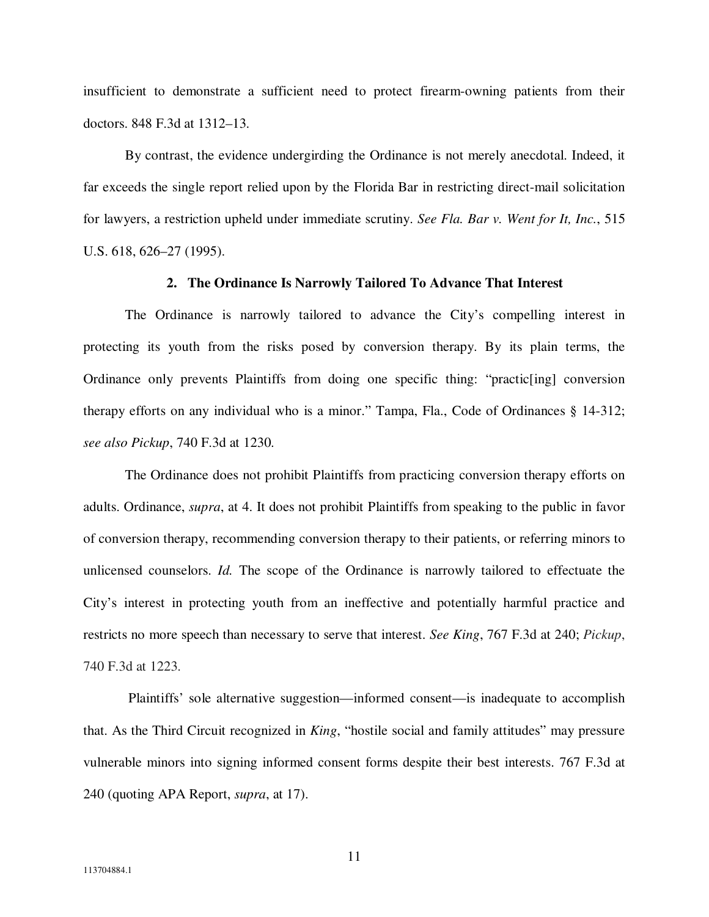insufficient to demonstrate a sufficient need to protect firearm-owning patients from their doctors. 848 F.3d at 1312–13.

By contrast, the evidence undergirding the Ordinance is not merely anecdotal. Indeed, it far exceeds the single report relied upon by the Florida Bar in restricting direct-mail solicitation for lawyers, a restriction upheld under immediate scrutiny. *See Fla. Bar v. Went for It, Inc.*, 515 U.S. 618, 626–27 (1995).

### 2. The Ordinance Is Narrowly Tailored To Advance That Interest

The Ordinance is narrowly tailored to advance the City's compelling interest in protecting its youth from the risks posed by conversion therapy. By its plain terms, the Ordinance only prevents Plaintiffs from doing one specific thing: "practic[ing] conversion therapy efforts on any individual who is a minor." Tampa, Fla., Code of Ordinances § 14-312; *see also Pickup*, 740 F.3d at 1230.

The Ordinance does not prohibit Plaintiffs from practicing conversion therapy efforts on adults. Ordinance, *supra*, at 4. It does not prohibit Plaintiffs from speaking to the public in favor of conversion therapy, recommending conversion therapy to their patients, or referring minors to unlicensed counselors. *Id.* The scope of the Ordinance is narrowly tailored to effectuate the City's interest in protecting youth from an ineffective and potentially harmful practice and restricts no more speech than necessary to serve that interest. *See King*, 767 F.3d at 240; *Pickup*, 740 F.3d at 1223.

Plaintiffs' sole alternative suggestion—informed consent—is inadequate to accomplish that. As the Third Circuit recognized in *King*, "hostile social and family attitudes" may pressure vulnerable minors into signing informed consent forms despite their best interests. 767 F.3d at 240 (quoting APA Report, *supra*, at 17).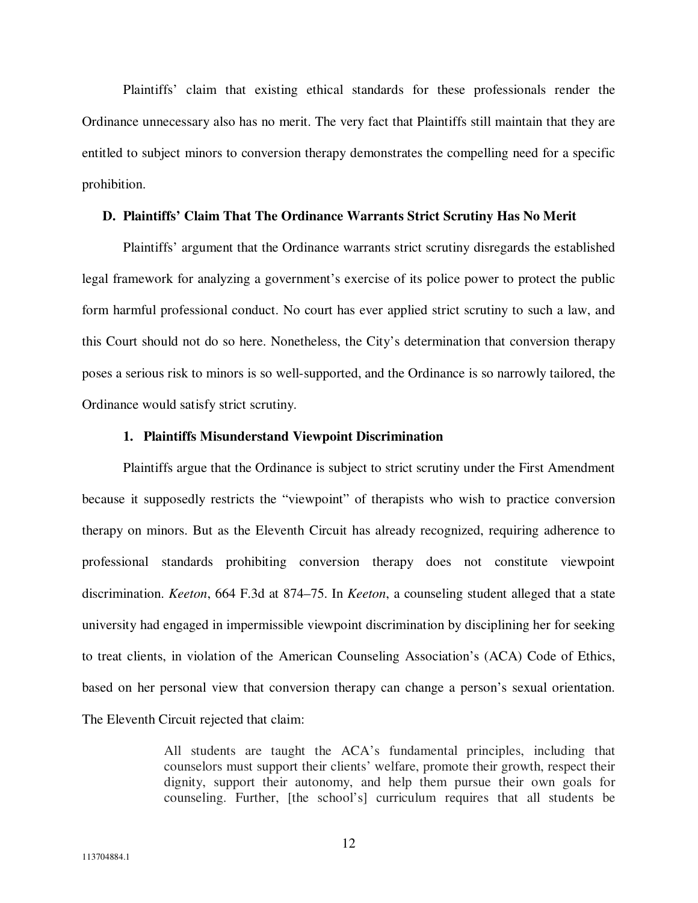Plaintiffs' claim that existing ethical standards for these professionals render the Ordinance unnecessary also has no merit. The very fact that Plaintiffs still maintain that they are entitled to subject minors to conversion therapy demonstrates the compelling need for a specific prohibition.

### D. Plaintiffs' Claim That The Ordinance Warrants Strict Scrutiny Has No Merit

Plaintiffs' argument that the Ordinance warrants strict scrutiny disregards the established legal framework for analyzing a government's exercise of its police power to protect the public form harmful professional conduct. No court has ever applied strict scrutiny to such a law, and this Court should not do so here. Nonetheless, the City's determination that conversion therapy poses a serious risk to minors is so well-supported, and the Ordinance is so narrowly tailored, the Ordinance would satisfy strict scrutiny.

#### 1. Plaintiffs Misunderstand Viewpoint Discrimination

Plaintiffs argue that the Ordinance is subject to strict scrutiny under the First Amendment because it supposedly restricts the "viewpoint" of therapists who wish to practice conversion therapy on minors. But as the Eleventh Circuit has already recognized, requiring adherence to professional standards prohibiting conversion therapy does not constitute viewpoint discrimination. *Keeton*, 664 F.3d at 874–75. In *Keeton*, a counseling student alleged that a state university had engaged in impermissible viewpoint discrimination by disciplining her for seeking to treat clients, in violation of the American Counseling Association's (ACA) Code of Ethics, based on her personal view that conversion therapy can change a person's sexual orientation. The Eleventh Circuit rejected that claim:

> All students are taught the ACA's fundamental principles, including that counselors must support their clients' welfare, promote their growth, respect their dignity, support their autonomy, and help them pursue their own goals for counseling. Further, [the school's] curriculum requires that all students be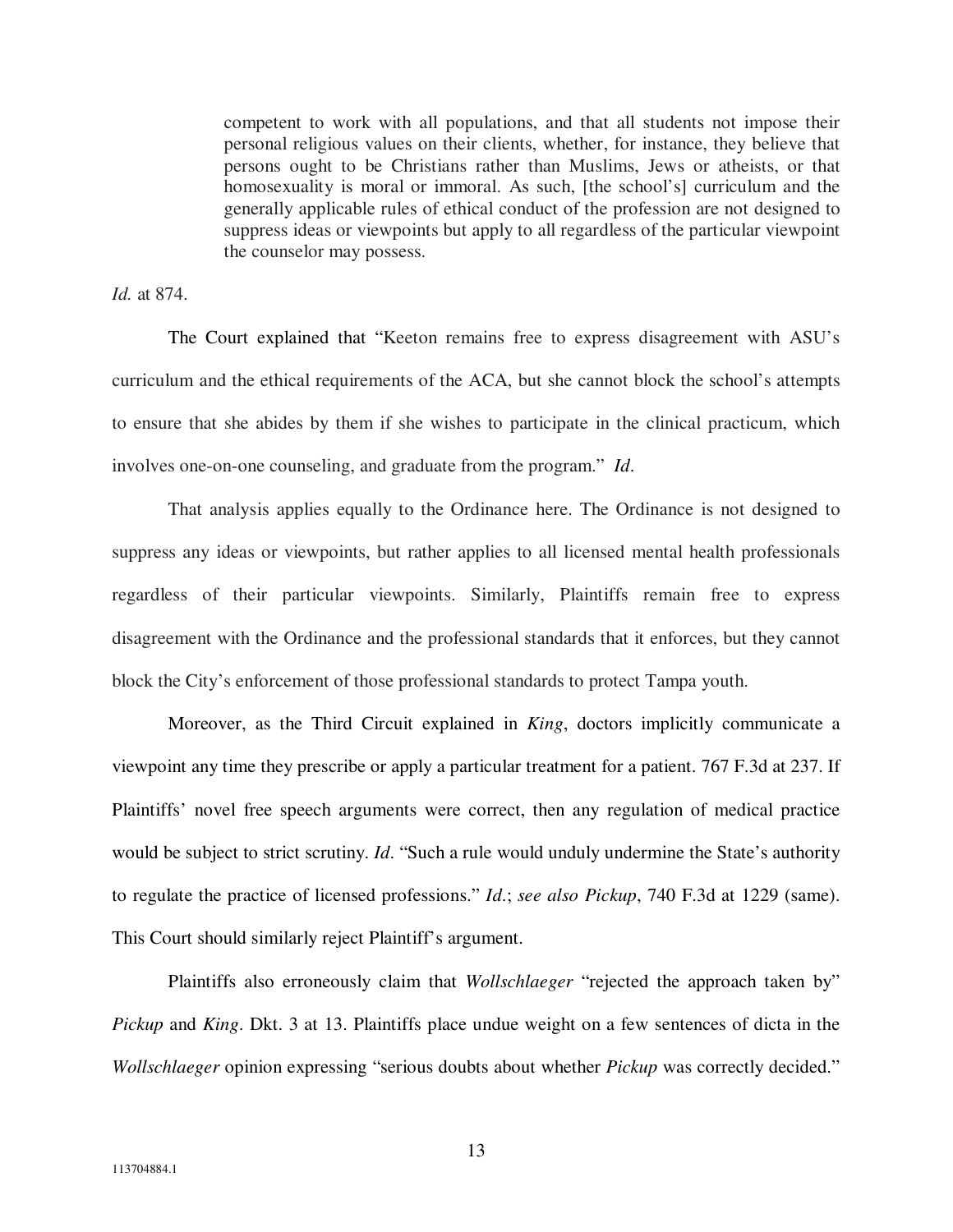> competent to work with all populations, and that all students not impose their personal religious values on their clients, whether, for instance, they believe that persons ought to be Christians rather than Muslims, Jews or atheists, or that homosexuality is moral or immoral. As such, [the school's] curriculum and the generally applicable rules of ethical conduct of the profession are not designed to suppress ideas or viewpoints but apply to all regardless of the particular viewpoint the counselor may possess.

*Id.* at 874.

The Court explained that "Keeton remains free to express disagreement with ASU's curriculum and the ethical requirements of the ACA, but she cannot block the school's attempts to ensure that she abides by them if she wishes to participate in the clinical practicum, which involves one-on-one counseling, and graduate from the program." *Id*.

That analysis applies equally to the Ordinance here. The Ordinance is not designed to suppress any ideas or viewpoints, but rather applies to all licensed mental health professionals regardless of their particular viewpoints. Similarly, Plaintiffs remain free to express disagreement with the Ordinance and the professional standards that it enforces, but they cannot block the City's enforcement of those professional standards to protect Tampa youth.

Moreover, as the Third Circuit explained in *King*, doctors implicitly communicate a viewpoint any time they prescribe or apply a particular treatment for a patient. 767 F.3d at 237. If Plaintiffs' novel free speech arguments were correct, then any regulation of medical practice would be subject to strict scrutiny. *Id*. "Such a rule would unduly undermine the State's authority to regulate the practice of licensed professions." *Id*.; *see also Pickup*, 740 F.3d at 1229 (same). This Court should similarly reject Plaintiff's argument.

Plaintiffs also erroneously claim that *Wollschlaeger* "rejected the approach taken by" *Pickup* and *King*. Dkt. 3 at 13. Plaintiffs place undue weight on a few sentences of dicta in the *Wollschlaeger* opinion expressing "serious doubts about whether *Pickup* was correctly decided."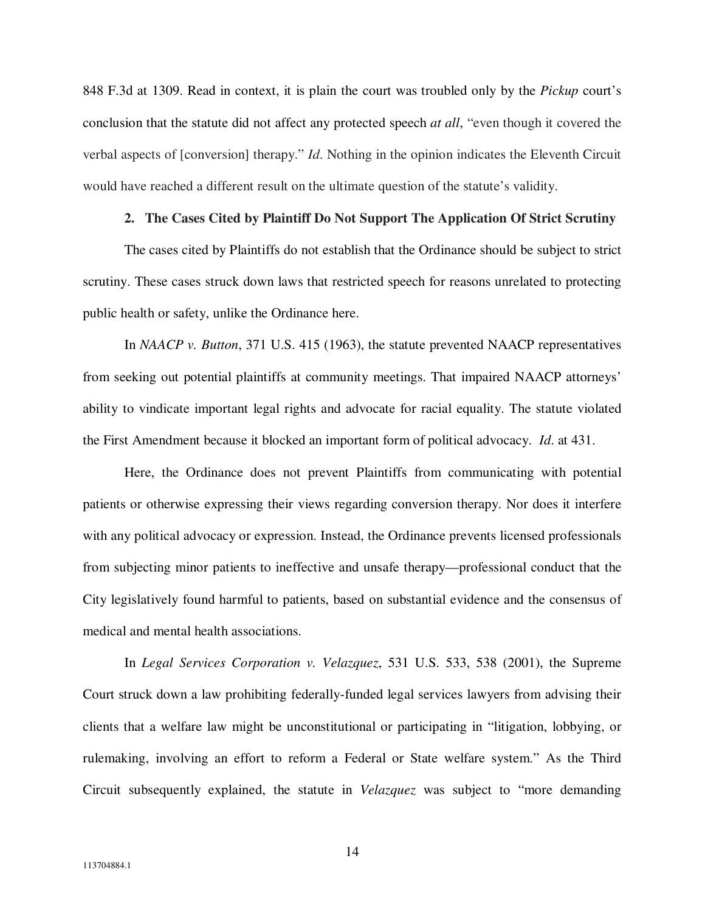848 F.3d at 1309. Read in context, it is plain the court was troubled only by the *Pickup* court's conclusion that the statute did not affect any protected speech *at all*, "even though it covered the verbal aspects of [conversion] therapy." *Id*. Nothing in the opinion indicates the Eleventh Circuit would have reached a different result on the ultimate question of the statute's validity.

**2. The Cases Cited by Plaintiff Do Not Support The Application Of Strict Scrutiny**

The cases cited by Plaintiffs do not establish that the Ordinance should be subject to strict scrutiny. These cases struck down laws that restricted speech for reasons unrelated to protecting public health or safety, unlike the Ordinance here.

In *NAACP v. Button*, 371 U.S. 415 (1963), the statute prevented NAACP representatives from seeking out potential plaintiffs at community meetings. That impaired NAACP attorneys' ability to vindicate important legal rights and advocate for racial equality. The statute violated the First Amendment because it blocked an important form of political advocacy. *Id*. at 431.

Here, the Ordinance does not prevent Plaintiffs from communicating with potential patients or otherwise expressing their views regarding conversion therapy. Nor does it interfere with any political advocacy or expression. Instead, the Ordinance prevents licensed professionals from subjecting minor patients to ineffective and unsafe therapy—professional conduct that the City legislatively found harmful to patients, based on substantial evidence and the consensus of medical and mental health associations.

In *Legal Services Corporation v. Velazquez*, 531 U.S. 533, 538 (2001), the Supreme Court struck down a law prohibiting federally-funded legal services lawyers from advising their clients that a welfare law might be unconstitutional or participating in "litigation, lobbying, or rulemaking, involving an effort to reform a Federal or State welfare system." As the Third Circuit subsequently explained, the statute in *Velazquez* was subject to "more demanding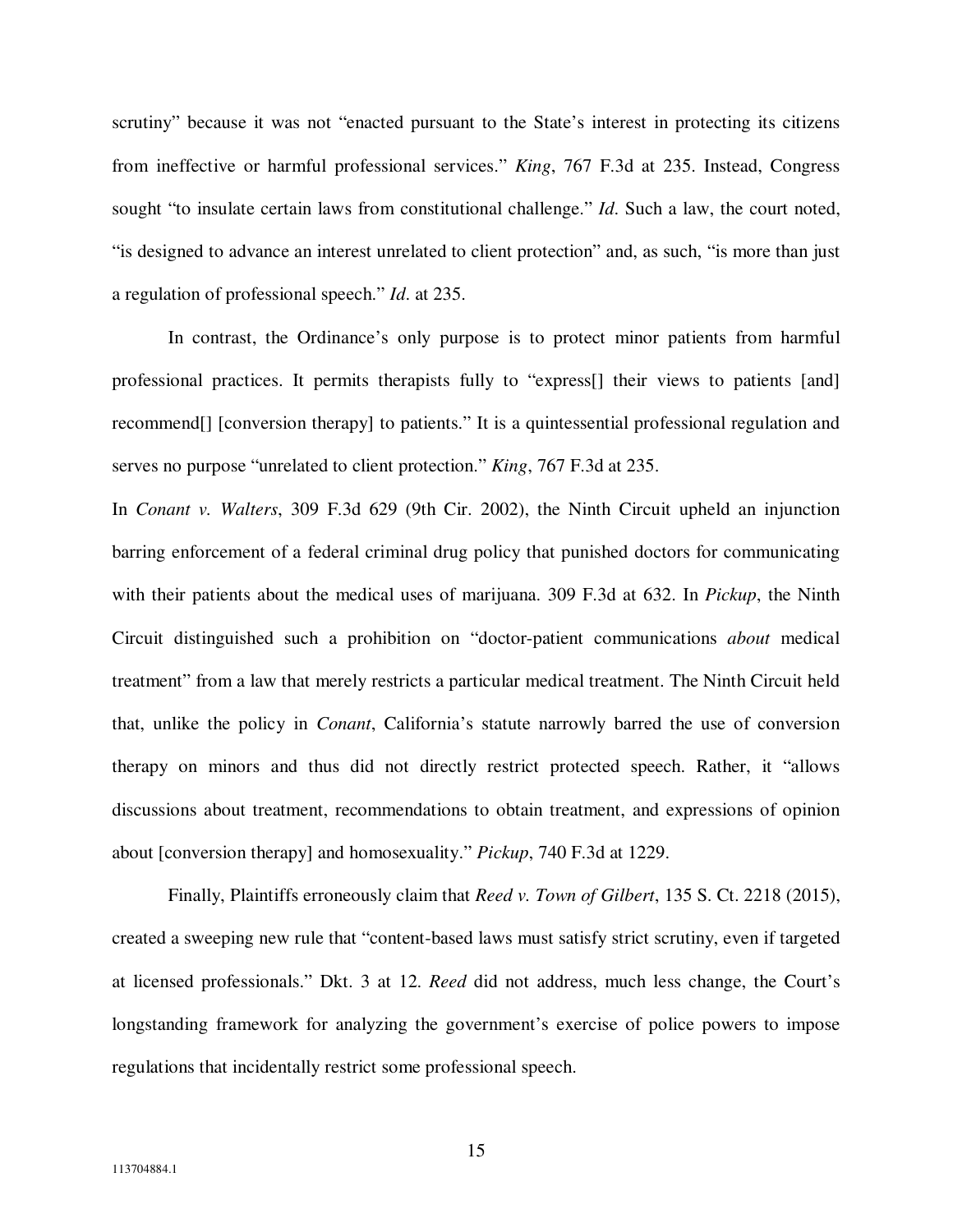scrutiny" because it was not "enacted pursuant to the State's interest in protecting its citizens from ineffective or harmful professional services." *King*, 767 F.3d at 235. Instead, Congress sought "to insulate certain laws from constitutional challenge." *Id*. Such a law, the court noted, "is designed to advance an interest unrelated to client protection" and, as such, "is more than just a regulation of professional speech." *Id*. at 235.

In contrast, the Ordinance's only purpose is to protect minor patients from harmful professional practices. It permits therapists fully to "express[] their views to patients [and] recommend[] [conversion therapy] to patients." It is a quintessential professional regulation and serves no purpose "unrelated to client protection." *King*, 767 F.3d at 235.

In *Conant v. Walters*, 309 F.3d 629 (9th Cir. 2002), the Ninth Circuit upheld an injunction barring enforcement of a federal criminal drug policy that punished doctors for communicating with their patients about the medical uses of marijuana. 309 F.3d at 632. In *Pickup*, the Ninth Circuit distinguished such a prohibition on "doctor-patient communications *about* medical treatment" from a law that merely restricts a particular medical treatment. The Ninth Circuit held that, unlike the policy in *Conant*, California's statute narrowly barred the use of conversion therapy on minors and thus did not directly restrict protected speech. Rather, it "allows discussions about treatment, recommendations to obtain treatment, and expressions of opinion about [conversion therapy] and homosexuality." *Pickup*, 740 F.3d at 1229.

Finally, Plaintiffs erroneously claim that *Reed v. Town of Gilbert*, 135 S. Ct. 2218 (2015), created a sweeping new rule that "content-based laws must satisfy strict scrutiny, even if targeted at licensed professionals." Dkt. 3 at 12. *Reed* did not address, much less change, the Court's longstanding framework for analyzing the government's exercise of police powers to impose regulations that incidentally restrict some professional speech.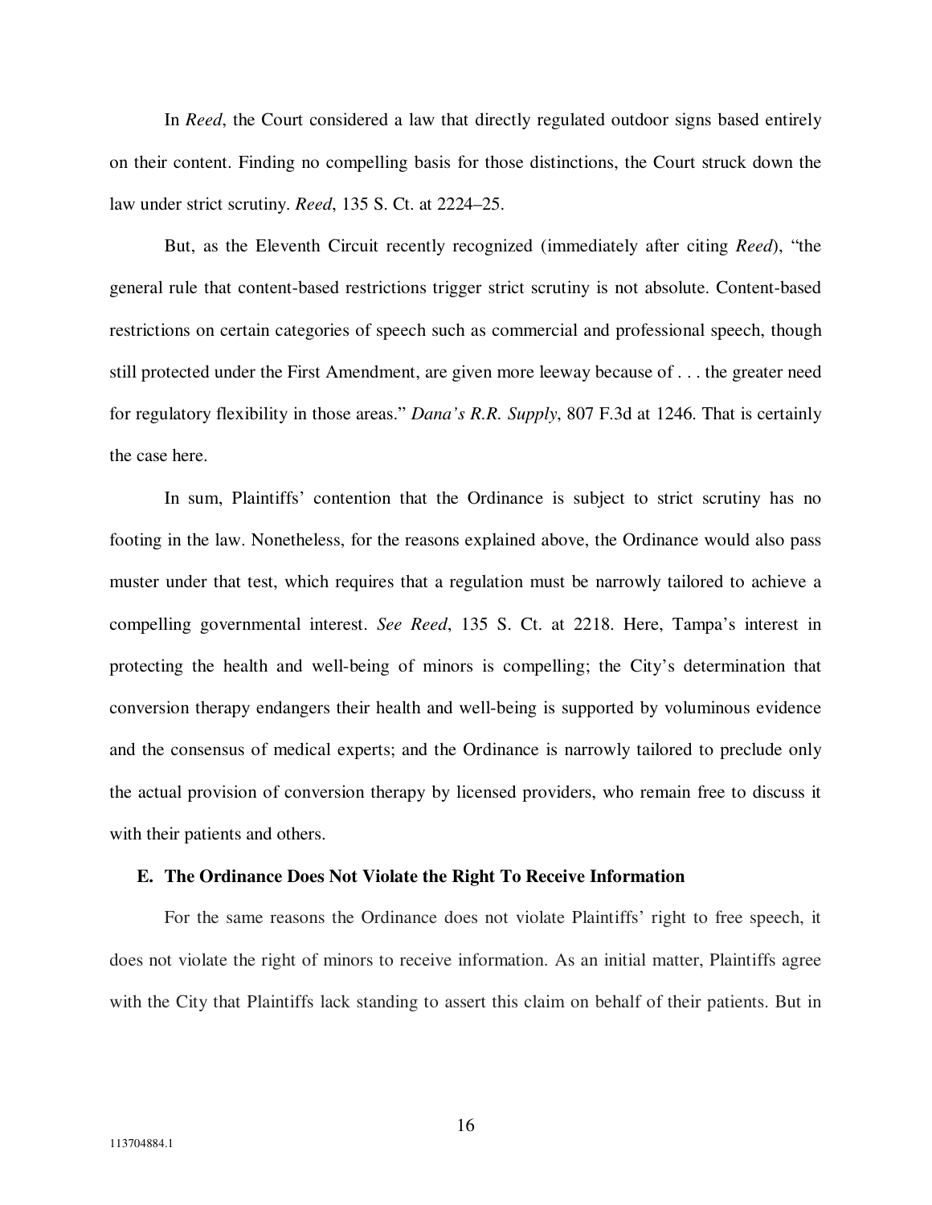In *Reed*, the Court considered a law that directly regulated outdoor signs based entirely on their content. Finding no compelling basis for those distinctions, the Court struck down the law under strict scrutiny. *Reed*, 135 S. Ct. at 2224–25.

But, as the Eleventh Circuit recently recognized (immediately after citing *Reed*), "the general rule that content-based restrictions trigger strict scrutiny is not absolute. Content-based restrictions on certain categories of speech such as commercial and professional speech, though still protected under the First Amendment, are given more leeway because of . . . the greater need for regulatory flexibility in those areas." *Dana's R.R. Supply*, 807 F.3d at 1246. That is certainly the case here.

In sum, Plaintiffs' contention that the Ordinance is subject to strict scrutiny has no footing in the law. Nonetheless, for the reasons explained above, the Ordinance would also pass muster under that test, which requires that a regulation must be narrowly tailored to achieve a compelling governmental interest. *See Reed*, 135 S. Ct. at 2218. Here, Tampa's interest in protecting the health and well-being of minors is compelling; the City's determination that conversion therapy endangers their health and well-being is supported by voluminous evidence and the consensus of medical experts; and the Ordinance is narrowly tailored to preclude only the actual provision of conversion therapy by licensed providers, who remain free to discuss it with their patients and others.

### E. The Ordinance Does Not Violate the Right To Receive Information

For the same reasons the Ordinance does not violate Plaintiffs' right to free speech, it does not violate the right of minors to receive information. As an initial matter, Plaintiffs agree with the City that Plaintiffs lack standing to assert this claim on behalf of their patients. But in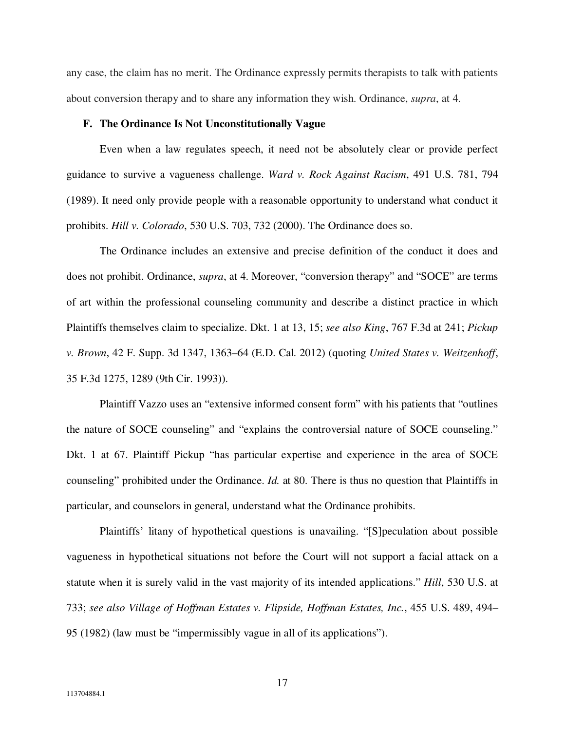any case, the claim has no merit. The Ordinance expressly permits therapists to talk with patients about conversion therapy and to share any information they wish. Ordinance, *supra*, at 4.

### F. The Ordinance Is Not Unconstitutionally Vague

Even when a law regulates speech, it need not be absolutely clear or provide perfect guidance to survive a vagueness challenge. *Ward v. Rock Against Racism*, 491 U.S. 781, 794 (1989). It need only provide people with a reasonable opportunity to understand what conduct it prohibits. *Hill v. Colorado*, 530 U.S. 703, 732 (2000). The Ordinance does so.

The Ordinance includes an extensive and precise definition of the conduct it does and does not prohibit. Ordinance, *supra*, at 4. Moreover, "conversion therapy" and "SOCE" are terms of art within the professional counseling community and describe a distinct practice in which Plaintiffs themselves claim to specialize. Dkt. 1 at 13, 15; *see also King*, 767 F.3d at 241; *Pickup v. Brown*, 42 F. Supp. 3d 1347, 1363–64 (E.D. Cal. 2012) (quoting *United States v. Weitzenhoff*, 35 F.3d 1275, 1289 (9th Cir. 1993)).

Plaintiff Vazzo uses an "extensive informed consent form" with his patients that "outlines the nature of SOCE counseling" and "explains the controversial nature of SOCE counseling." Dkt. 1 at 67. Plaintiff Pickup "has particular expertise and experience in the area of SOCE counseling" prohibited under the Ordinance. *Id.* at 80. There is thus no question that Plaintiffs in particular, and counselors in general, understand what the Ordinance prohibits.

Plaintiffs' litany of hypothetical questions is unavailing. "[S]peculation about possible vagueness in hypothetical situations not before the Court will not support a facial attack on a statute when it is surely valid in the vast majority of its intended applications." *Hill*, 530 U.S. at 733; *see also Village of Hoffman Estates v. Flipside, Hoffman Estates, Inc.*, 455 U.S. 489, 494–95 (1982) (law must be "impermissibly vague in all of its applications").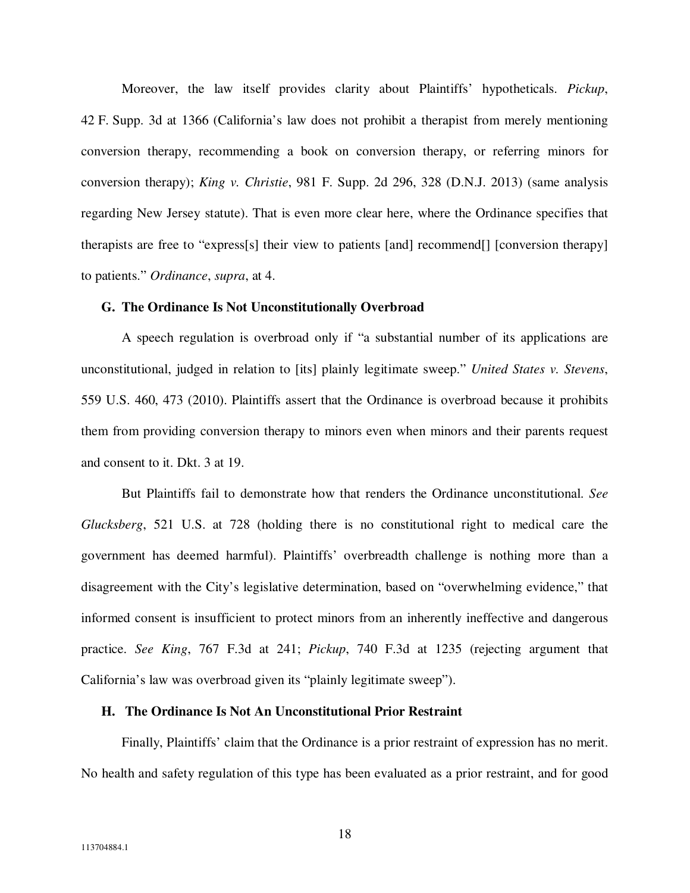Moreover, the law itself provides clarity about Plaintiffs' hypotheticals. *Pickup*, 42 F. Supp. 3d at 1366 (California's law does not prohibit a therapist from merely mentioning conversion therapy, recommending a book on conversion therapy, or referring minors for conversion therapy); *King v. Christie*, 981 F. Supp. 2d 296, 328 (D.N.J. 2013) (same analysis regarding New Jersey statute). That is even more clear here, where the Ordinance specifies that therapists are free to "express[s] their view to patients [and] recommend[] [conversion therapy] to patients." *Ordinance*, *supra*, at 4.

### G. The Ordinance Is Not Unconstitutionally Overbroad

A speech regulation is overbroad only if "a substantial number of its applications are unconstitutional, judged in relation to [its] plainly legitimate sweep." *United States v. Stevens*, 559 U.S. 460, 473 (2010). Plaintiffs assert that the Ordinance is overbroad because it prohibits them from providing conversion therapy to minors even when minors and their parents request and consent to it. Dkt. 3 at 19.

But Plaintiffs fail to demonstrate how that renders the Ordinance unconstitutional. *See Glucksberg*, 521 U.S. at 728 (holding there is no constitutional right to medical care the government has deemed harmful). Plaintiffs' overbreadth challenge is nothing more than a disagreement with the City's legislative determination, based on "overwhelming evidence," that informed consent is insufficient to protect minors from an inherently ineffective and dangerous practice. *See King*, 767 F.3d at 241; *Pickup*, 740 F.3d at 1235 (rejecting argument that California's law was overbroad given its "plainly legitimate sweep").

### H. The Ordinance Is Not An Unconstitutional Prior Restraint

Finally, Plaintiffs' claim that the Ordinance is a prior restraint of expression has no merit. No health and safety regulation of this type has been evaluated as a prior restraint, and for good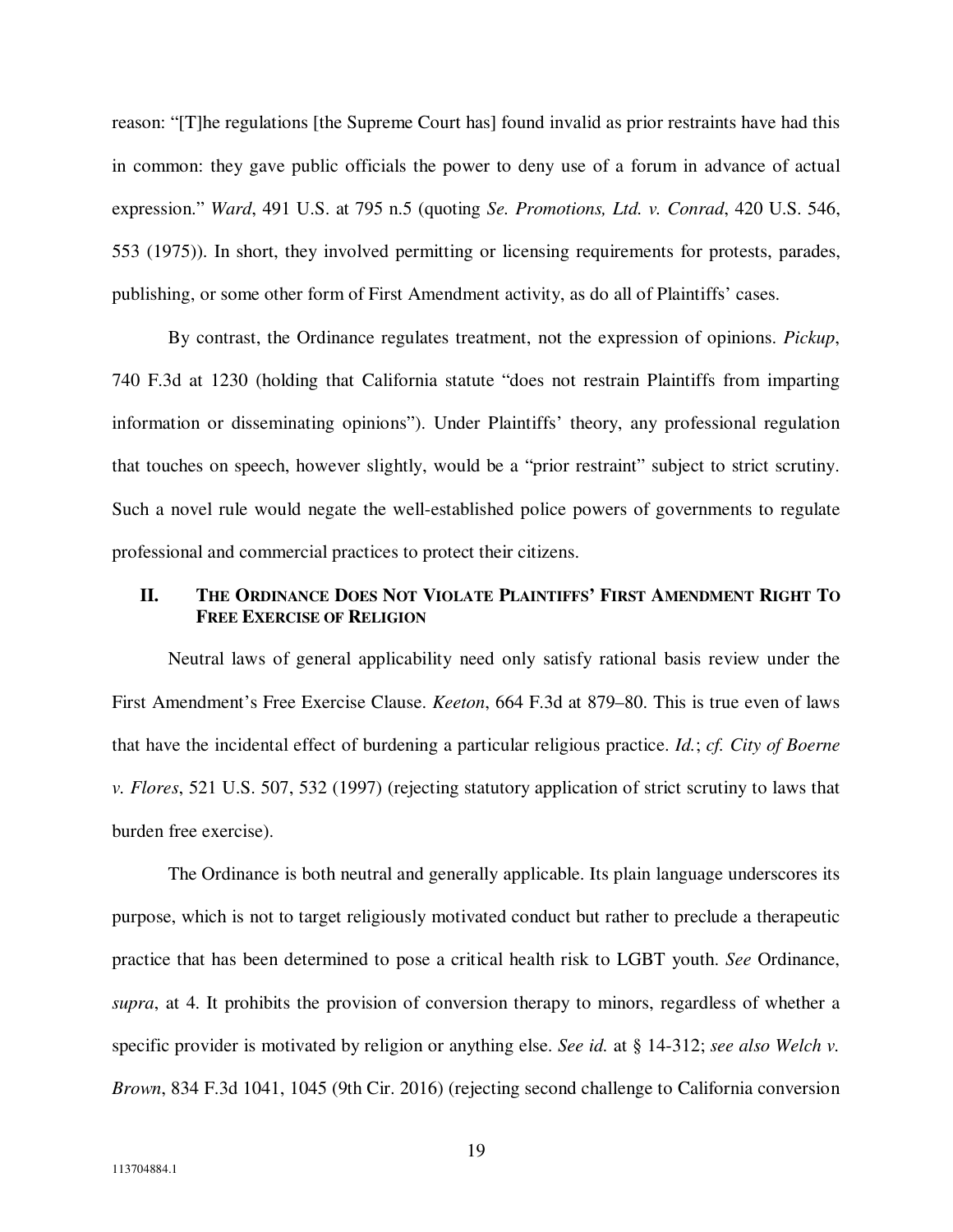reason: "[T]he regulations [the Supreme Court has] found invalid as prior restraints have had this in common: they gave public officials the power to deny use of a forum in advance of actual expression." *Ward*, 491 U.S. at 795 n.5 (quoting *Se. Promotions, Ltd. v. Conrad*, 420 U.S. 546, 553 (1975)). In short, they involved permitting or licensing requirements for protests, parades, publishing, or some other form of First Amendment activity, as do all of Plaintiffs' cases.

By contrast, the Ordinance regulates treatment, not the expression of opinions. *Pickup*, 740 F.3d at 1230 (holding that California statute "does not restrain Plaintiffs from imparting information or disseminating opinions"). Under Plaintiffs' theory, any professional regulation that touches on speech, however slightly, would be a "prior restraint" subject to strict scrutiny. Such a novel rule would negate the well-established police powers of governments to regulate professional and commercial practices to protect their citizens.

## II. THE ORDINANCE DOES NOT VIOLATE PLAINTIFFS' FIRST AMENDMENT RIGHT TO FREE EXERCISE OF RELIGION

Neutral laws of general applicability need only satisfy rational basis review under the First Amendment's Free Exercise Clause. *Keeton*, 664 F.3d at 879–80. This is true even of laws that have the incidental effect of burdening a particular religious practice. *Id.*; *cf. City of Boerne v. Flores*, 521 U.S. 507, 532 (1997) (rejecting statutory application of strict scrutiny to laws that burden free exercise).

The Ordinance is both neutral and generally applicable. Its plain language underscores its purpose, which is not to target religiously motivated conduct but rather to preclude a therapeutic practice that has been determined to pose a critical health risk to LGBT youth. *See* Ordinance, *supra*, at 4. It prohibits the provision of conversion therapy to minors, regardless of whether a specific provider is motivated by religion or anything else. *See id.* at § 14-312; *see also Welch v. Brown*, 834 F.3d 1041, 1045 (9th Cir. 2016) (rejecting second challenge to California conversion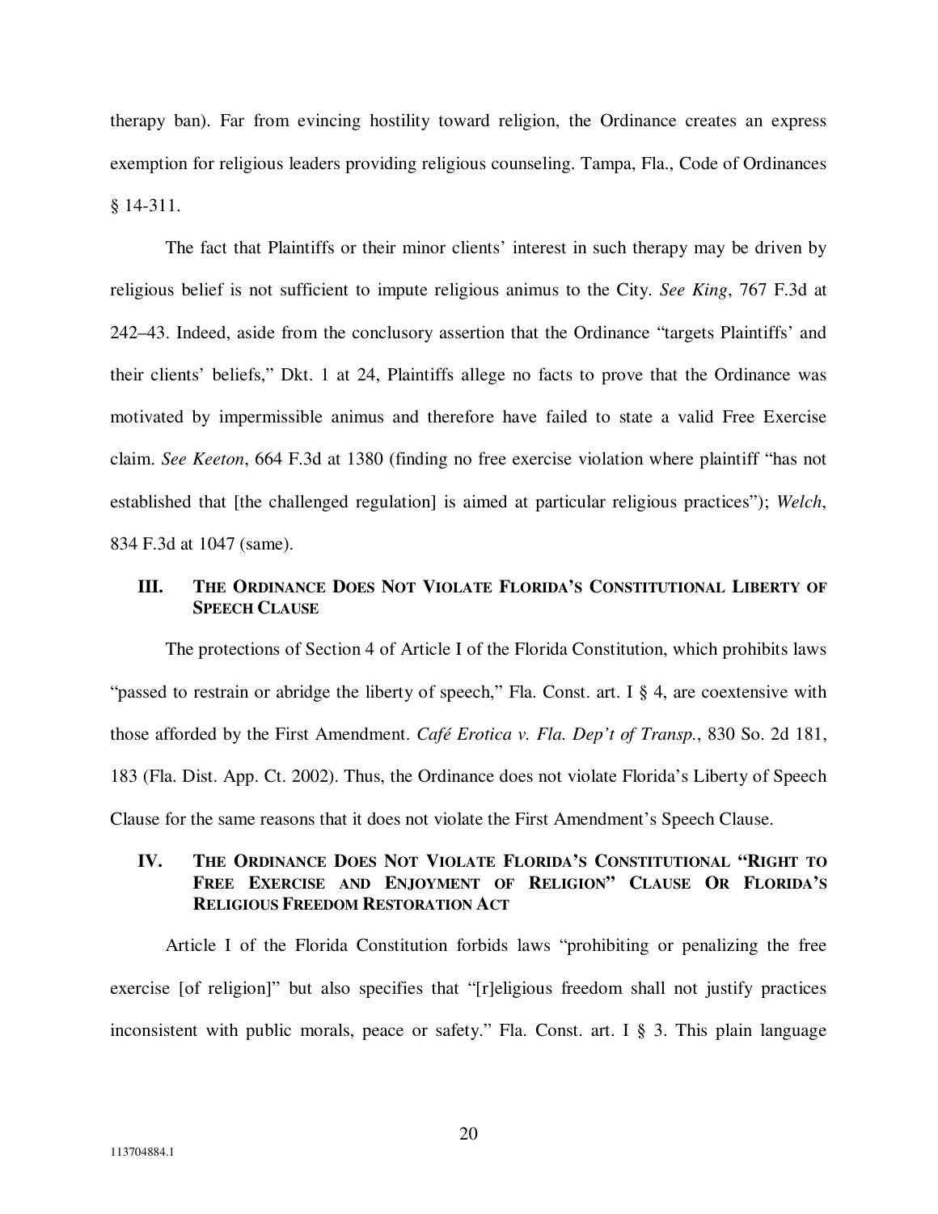therapy ban). Far from evincing hostility toward religion, the Ordinance creates an express exemption for religious leaders providing religious counseling. Tampa, Fla., Code of Ordinances § 14-311.

The fact that Plaintiffs or their minor clients' interest in such therapy may be driven by religious belief is not sufficient to impute religious animus to the City. *See King*, 767 F.3d at 242–43. Indeed, aside from the conclusory assertion that the Ordinance "targets Plaintiffs' and their clients' beliefs," Dkt. 1 at 24, Plaintiffs allege no facts to prove that the Ordinance was motivated by impermissible animus and therefore have failed to state a valid Free Exercise claim. *See Keeton*, 664 F.3d at 1380 (finding no free exercise violation where plaintiff "has not established that [the challenged regulation] is aimed at particular religious practices"); *Welch*, 834 F.3d at 1047 (same).

## III. THE ORDINANCE DOES NOT VIOLATE FLORIDA'S CONSTITUTIONAL LIBERTY OF SPEECH CLAUSE

The protections of Section 4 of Article I of the Florida Constitution, which prohibits laws "passed to restrain or abridge the liberty of speech," Fla. Const. art. I § 4, are coextensive with those afforded by the First Amendment. *Café Erotica v. Fla. Dep't of Transp.*, 830 So. 2d 181, 183 (Fla. Dist. App. Ct. 2002). Thus, the Ordinance does not violate Florida's Liberty of Speech Clause for the same reasons that it does not violate the First Amendment's Speech Clause.

## IV. THE ORDINANCE DOES NOT VIOLATE FLORIDA'S CONSTITUTIONAL "RIGHT TO FREE EXERCISE AND ENJOYMENT OF RELIGION" CLAUSE OR FLORIDA'S RELIGIOUS FREEDOM RESTORATION ACT

Article I of the Florida Constitution forbids laws "prohibiting or penalizing the free exercise [of religion]" but also specifies that "[r]eligious freedom shall not justify practices inconsistent with public morals, peace or safety." Fla. Const. art. I § 3. This plain language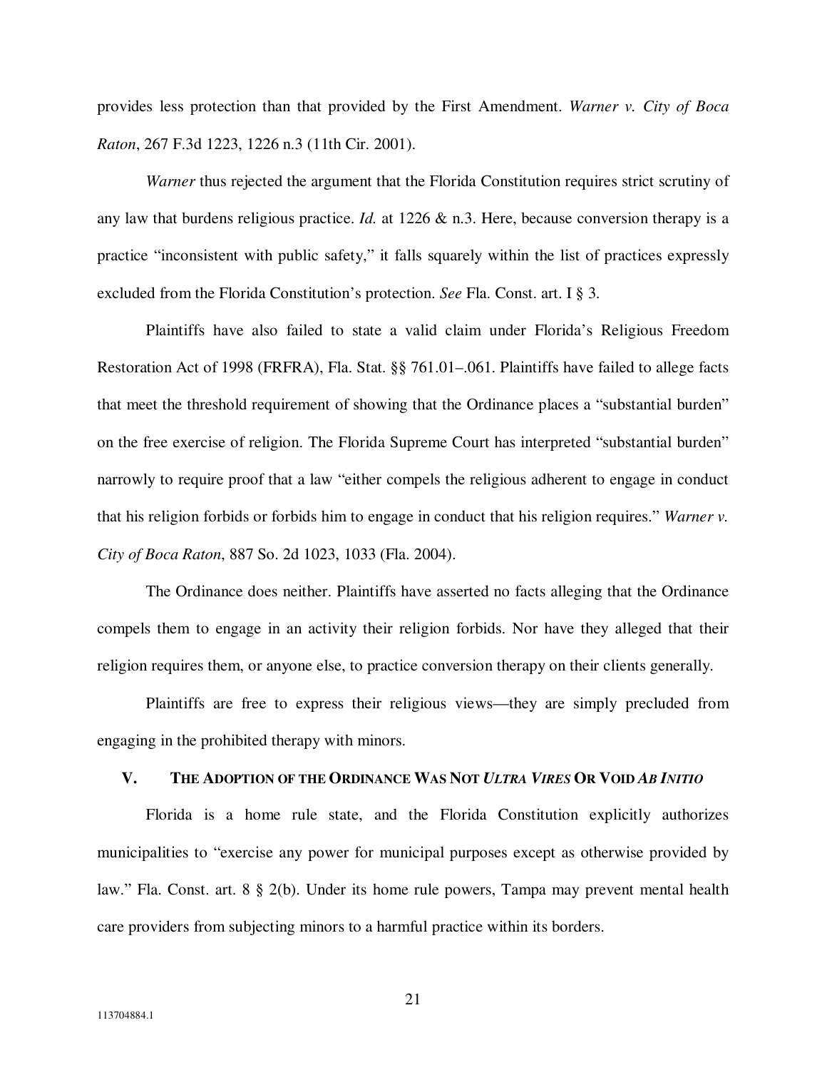provides less protection than that provided by the First Amendment. *Warner v. City of Boca Raton*, 267 F.3d 1223, 1226 n.3 (11th Cir. 2001).

*Warner* thus rejected the argument that the Florida Constitution requires strict scrutiny of any law that burdens religious practice. *Id.* at 1226 & n.3. Here, because conversion therapy is a practice "inconsistent with public safety," it falls squarely within the list of practices expressly excluded from the Florida Constitution's protection. *See* Fla. Const. art. I § 3.

Plaintiffs have also failed to state a valid claim under Florida's Religious Freedom Restoration Act of 1998 (FRFRA), Fla. Stat. §§ 761.01–.061. Plaintiffs have failed to allege facts that meet the threshold requirement of showing that the Ordinance places a "substantial burden" on the free exercise of religion. The Florida Supreme Court has interpreted "substantial burden" narrowly to require proof that a law "either compels the religious adherent to engage in conduct that his religion forbids or forbids him to engage in conduct that his religion requires." *Warner v. City of Boca Raton*, 887 So. 2d 1023, 1033 (Fla. 2004).

The Ordinance does neither. Plaintiffs have asserted no facts alleging that the Ordinance compels them to engage in an activity their religion forbids. Nor have they alleged that their religion requires them, or anyone else, to practice conversion therapy on their clients generally.

Plaintiffs are free to express their religious views—they are simply precluded from engaging in the prohibited therapy with minors.

## V. THE ADOPTION OF THE ORDINANCE WAS NOT *ULTRA VIRES* OR VOID *AB INITIO*

Florida is a home rule state, and the Florida Constitution explicitly authorizes municipalities to "exercise any power for municipal purposes except as otherwise provided by law." Fla. Const. art. 8 § 2(b). Under its home rule powers, Tampa may prevent mental health care providers from subjecting minors to a harmful practice within its borders.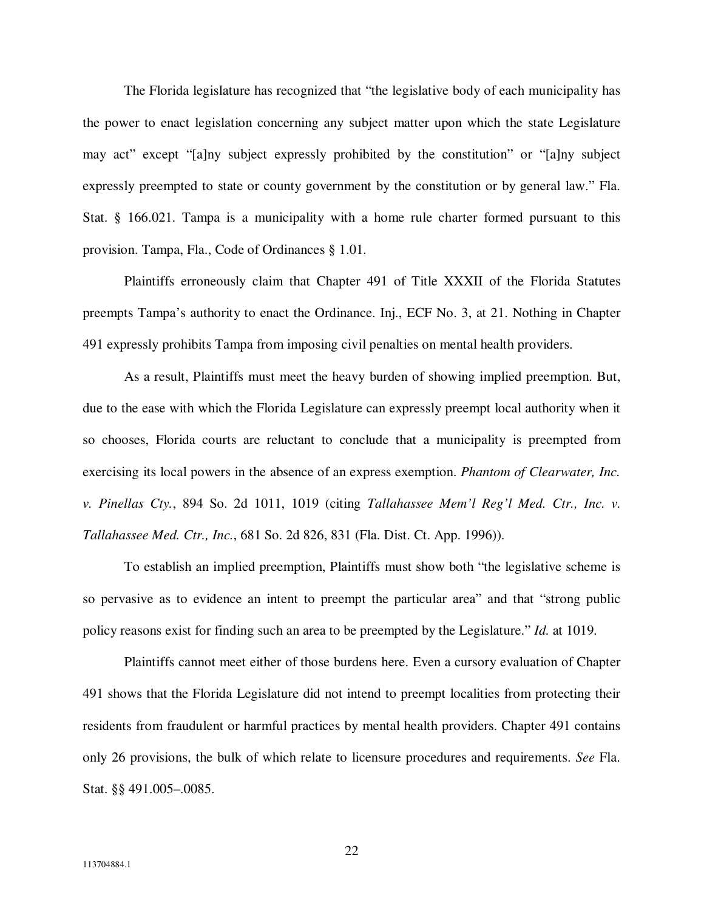The Florida legislature has recognized that "the legislative body of each municipality has the power to enact legislation concerning any subject matter upon which the state Legislature may act" except "[a]ny subject expressly prohibited by the constitution" or "[a]ny subject expressly preempted to state or county government by the constitution or by general law." Fla. Stat. § 166.021. Tampa is a municipality with a home rule charter formed pursuant to this provision. Tampa, Fla., Code of Ordinances § 1.01.

Plaintiffs erroneously claim that Chapter 491 of Title XXXII of the Florida Statutes preempts Tampa's authority to enact the Ordinance. Inj., ECF No. 3, at 21. Nothing in Chapter 491 expressly prohibits Tampa from imposing civil penalties on mental health providers.

As a result, Plaintiffs must meet the heavy burden of showing implied preemption. But, due to the ease with which the Florida Legislature can expressly preempt local authority when it so chooses, Florida courts are reluctant to conclude that a municipality is preempted from exercising its local powers in the absence of an express exemption. *Phantom of Clearwater, Inc. v. Pinellas Cty.*, 894 So. 2d 1011, 1019 (citing *Tallahassee Mem'l Reg'l Med. Ctr., Inc. v. Tallahassee Med. Ctr., Inc.*, 681 So. 2d 826, 831 (Fla. Dist. Ct. App. 1996)).

To establish an implied preemption, Plaintiffs must show both "the legislative scheme is so pervasive as to evidence an intent to preempt the particular area" and that "strong public policy reasons exist for finding such an area to be preempted by the Legislature." *Id.* at 1019.

Plaintiffs cannot meet either of those burdens here. Even a cursory evaluation of Chapter 491 shows that the Florida Legislature did not intend to preempt localities from protecting their residents from fraudulent or harmful practices by mental health providers. Chapter 491 contains only 26 provisions, the bulk of which relate to licensure procedures and requirements. *See* Fla. Stat. §§ 491.005–.0085.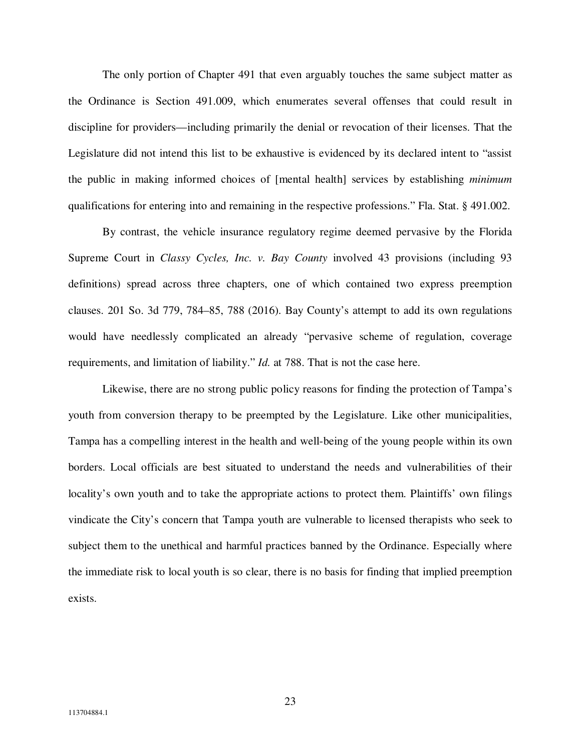The only portion of Chapter 491 that even arguably touches the same subject matter as the Ordinance is Section 491.009, which enumerates several offenses that could result in discipline for providers—including primarily the denial or revocation of their licenses. That the Legislature did not intend this list to be exhaustive is evidenced by its declared intent to "assist the public in making informed choices of [mental health] services by establishing *minimum* qualifications for entering into and remaining in the respective professions." Fla. Stat. § 491.002.

By contrast, the vehicle insurance regulatory regime deemed pervasive by the Florida Supreme Court in *Classy Cycles, Inc. v. Bay County* involved 43 provisions (including 93 definitions) spread across three chapters, one of which contained two express preemption clauses. 201 So. 3d 779, 784–85, 788 (2016). Bay County's attempt to add its own regulations would have needlessly complicated an already "pervasive scheme of regulation, coverage requirements, and limitation of liability." *Id.* at 788. That is not the case here.

Likewise, there are no strong public policy reasons for finding the protection of Tampa's youth from conversion therapy to be preempted by the Legislature. Like other municipalities, Tampa has a compelling interest in the health and well-being of the young people within its own borders. Local officials are best situated to understand the needs and vulnerabilities of their locality's own youth and to take the appropriate actions to protect them. Plaintiffs' own filings vindicate the City's concern that Tampa youth are vulnerable to licensed therapists who seek to subject them to the unethical and harmful practices banned by the Ordinance. Especially where the immediate risk to local youth is so clear, there is no basis for finding that implied preemption exists.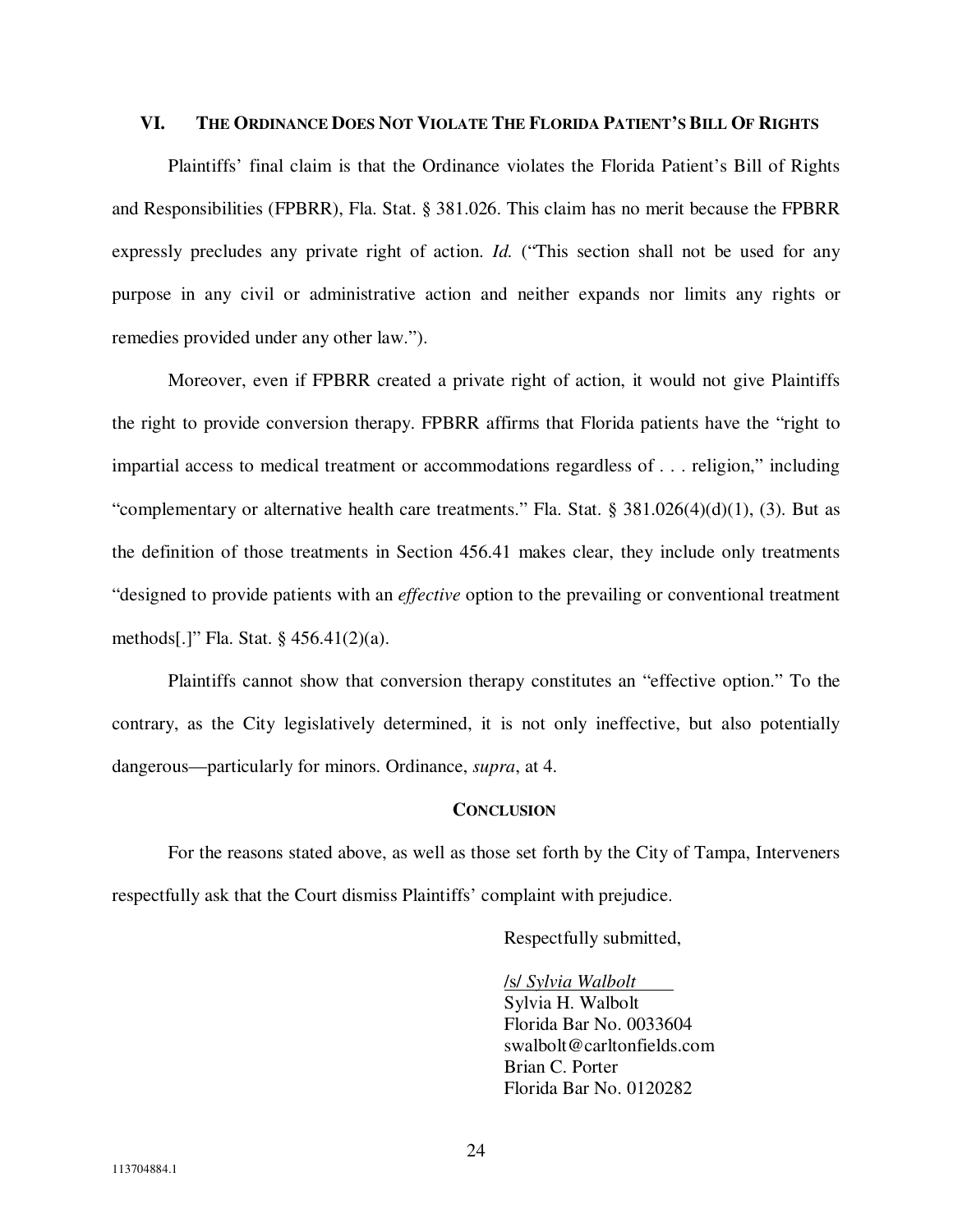## VI. THE ORDINANCE DOES NOT VIOLATE THE FLORIDA PATIENT'S BILL OF RIGHTS

Plaintiffs' final claim is that the Ordinance violates the Florida Patient's Bill of Rights and Responsibilities (FPBRR), Fla. Stat. § 381.026. This claim has no merit because the FPBRR expressly precludes any private right of action. *Id.* ("This section shall not be used for any purpose in any civil or administrative action and neither expands nor limits any rights or remedies provided under any other law.").

Moreover, even if FPBRR created a private right of action, it would not give Plaintiffs the right to provide conversion therapy. FPBRR affirms that Florida patients have the "right to impartial access to medical treatment or accommodations regardless of . . . religion," including "complementary or alternative health care treatments." Fla. Stat. § 381.026(4)(d)(1), (3). But as the definition of those treatments in Section 456.41 makes clear, they include only treatments "designed to provide patients with an *effective* option to the prevailing or conventional treatment methods[.]" Fla. Stat. § 456.41(2)(a).

Plaintiffs cannot show that conversion therapy constitutes an "effective option." To the contrary, as the City legislatively determined, it is not only ineffective, but also potentially dangerous—particularly for minors. Ordinance, *supra*, at 4.

## CONCLUSION

For the reasons stated above, as well as those set forth by the City of Tampa, Interveners respectfully ask that the Court dismiss Plaintiffs' complaint with prejudice.

Respectfully submitted,

/s/ *Sylvia Walbolt*
Sylvia H. Walbolt
Florida Bar No. 0033604
swalbolt@carltonfields.com
Brian C. Porter
Florida Bar No. 0120282

113704884.1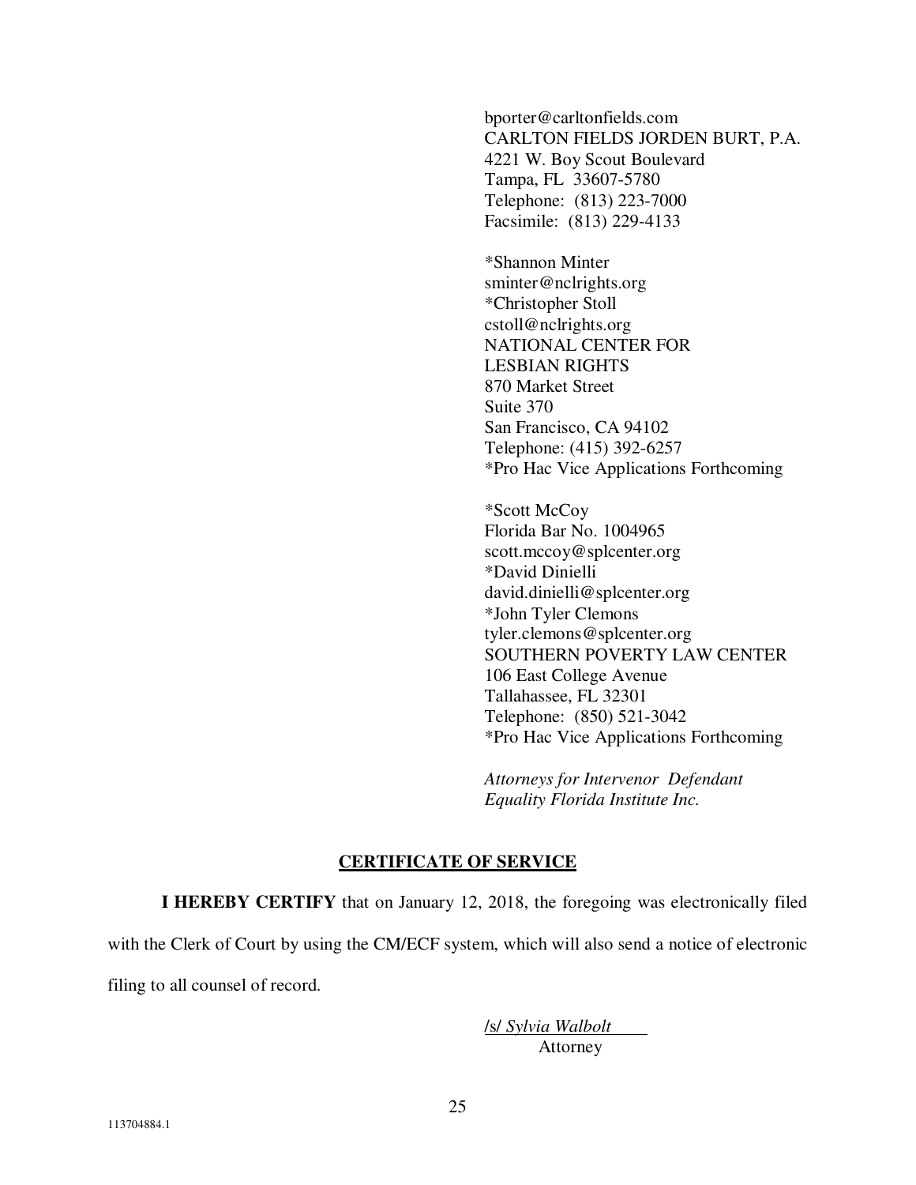bporter@carltonfields.com
CARLTON FIELDS JORDEN BURT, P.A.
4221 W. Boy Scout Boulevard
Tampa, FL 33607-5780
Telephone: (813) 223-7000
Facsimile: (813) 229-4133

*Shannon Minter
sminter@nclrights.org
*Christopher Stoll
cstoll@nclrights.org
NATIONAL CENTER FOR
LESBIAN RIGHTS
870 Market Street
Suite 370
San Francisco, CA 94102
Telephone: (415) 392-6257
*Pro Hac Vice Applications Forthcoming

*Scott McCoy
Florida Bar No. 1004965
scott.mccoy@splcenter.org
*David Dinielli
david.dinielli@splcenter.org
*John Tyler Clemons
tyler.clemons@splcenter.org
SOUTHERN POVERTY LAW CENTER
106 East College Avenue
Tallahassee, FL 32301
Telephone: (850) 521-3042
*Pro Hac Vice Applications Forthcoming

*Attorneys for Intervenor Defendant Equality Florida Institute Inc.*

## CERTIFICATE OF SERVICE

**I HEREBY CERTIFY** that on January 12, 2018, the foregoing was electronically filed with the Clerk of Court by using the CM/ECF system, which will also send a notice of electronic filing to all counsel of record.

/s/ *Sylvia Walbolt*
Attorney

113704884.1